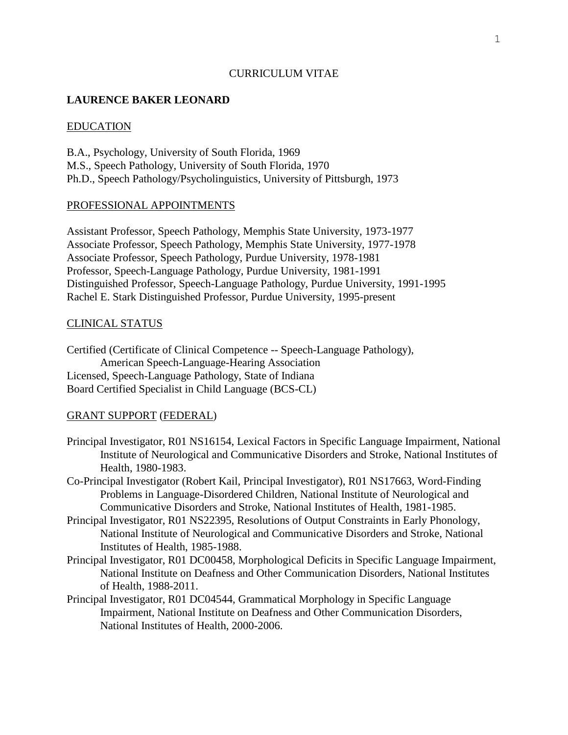# CURRICULUM VITAE

## LAURENCE BAKER LEONARD

### EDUCATION

B.A., Psychology, University of South Florida, 1969
M.S., Speech Pathology, University of South Florida, 1970
Ph.D., Speech Pathology/Psycholinguistics, University of Pittsburgh, 1973

### PROFESSIONAL APPOINTMENTS

Assistant Professor, Speech Pathology, Memphis State University, 1973-1977
Associate Professor, Speech Pathology, Memphis State University, 1977-1978
Associate Professor, Speech Pathology, Purdue University, 1978-1981
Professor, Speech-Language Pathology, Purdue University, 1981-1991
Distinguished Professor, Speech-Language Pathology, Purdue University, 1991-1995
Rachel E. Stark Distinguished Professor, Purdue University, 1995-present

### CLINICAL STATUS

Certified (Certificate of Clinical Competence -- Speech-Language Pathology), American Speech-Language-Hearing Association
Licensed, Speech-Language Pathology, State of Indiana
Board Certified Specialist in Child Language (BCS-CL)

### GRANT SUPPORT (FEDERAL)

Principal Investigator, R01 NS16154, Lexical Factors in Specific Language Impairment, National Institute of Neurological and Communicative Disorders and Stroke, National Institutes of Health, 1980-1983.

Co-Principal Investigator (Robert Kail, Principal Investigator), R01 NS17663, Word-Finding Problems in Language-Disordered Children, National Institute of Neurological and Communicative Disorders and Stroke, National Institutes of Health, 1981-1985.

Principal Investigator, R01 NS22395, Resolutions of Output Constraints in Early Phonology, National Institute of Neurological and Communicative Disorders and Stroke, National Institutes of Health, 1985-1988.

Principal Investigator, R01 DC00458, Morphological Deficits in Specific Language Impairment, National Institute on Deafness and Other Communication Disorders, National Institutes of Health, 1988-2011.

Principal Investigator, R01 DC04544, Grammatical Morphology in Specific Language Impairment, National Institute on Deafness and Other Communication Disorders, National Institutes of Health, 2000-2006.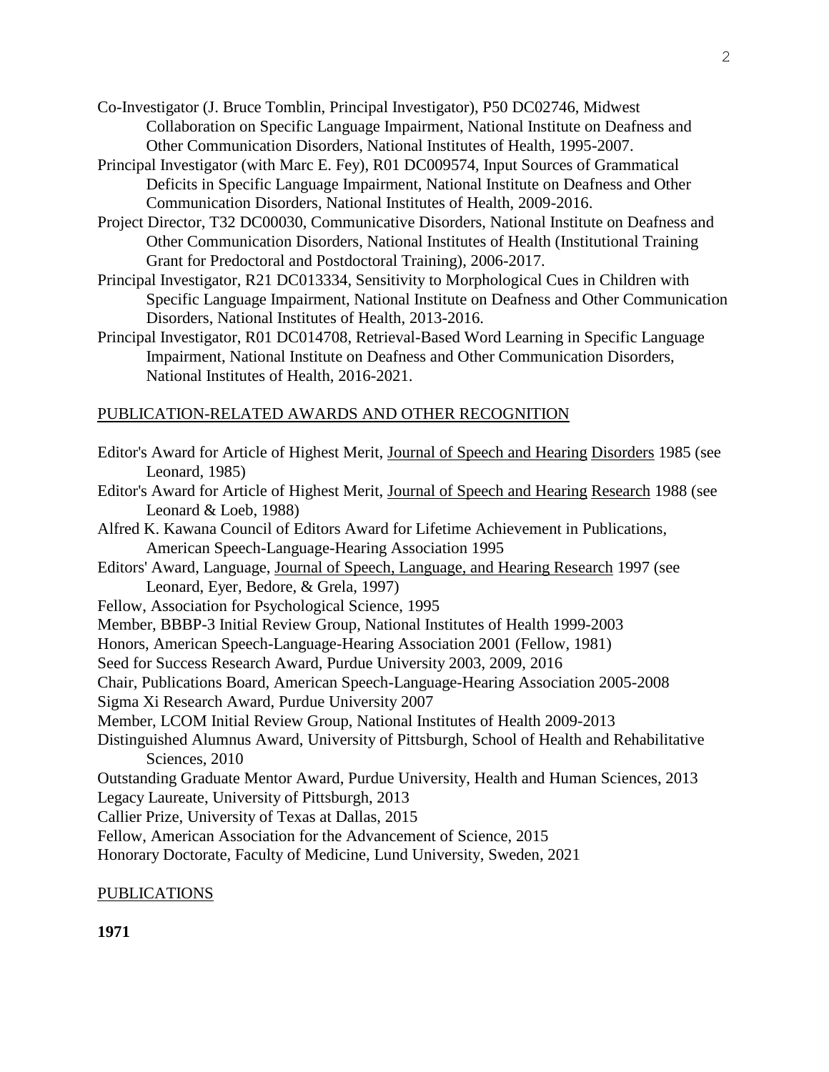Co-Investigator (J. Bruce Tomblin, Principal Investigator), P50 DC02746, Midwest Collaboration on Specific Language Impairment, National Institute on Deafness and Other Communication Disorders, National Institutes of Health, 1995-2007.

Principal Investigator (with Marc E. Fey), R01 DC009574, Input Sources of Grammatical Deficits in Specific Language Impairment, National Institute on Deafness and Other Communication Disorders, National Institutes of Health, 2009-2016.

Project Director, T32 DC00030, Communicative Disorders, National Institute on Deafness and Other Communication Disorders, National Institutes of Health (Institutional Training Grant for Predoctoral and Postdoctoral Training), 2006-2017.

Principal Investigator, R21 DC013334, Sensitivity to Morphological Cues in Children with Specific Language Impairment, National Institute on Deafness and Other Communication Disorders, National Institutes of Health, 2013-2016.

Principal Investigator, R01 DC014708, Retrieval-Based Word Learning in Specific Language Impairment, National Institute on Deafness and Other Communication Disorders, National Institutes of Health, 2016-2021.

## PUBLICATION-RELATED AWARDS AND OTHER RECOGNITION

Editor's Award for Article of Highest Merit, Journal of Speech and Hearing Disorders 1985 (see Leonard, 1985)

Editor's Award for Article of Highest Merit, Journal of Speech and Hearing Research 1988 (see Leonard & Loeb, 1988)

Alfred K. Kawana Council of Editors Award for Lifetime Achievement in Publications, American Speech-Language-Hearing Association 1995

Editors' Award, Language, Journal of Speech, Language, and Hearing Research 1997 (see Leonard, Eyer, Bedore, & Grela, 1997)

Fellow, Association for Psychological Science, 1995

Member, BBBP-3 Initial Review Group, National Institutes of Health 1999-2003

Honors, American Speech-Language-Hearing Association 2001 (Fellow, 1981)

Seed for Success Research Award, Purdue University 2003, 2009, 2016

Chair, Publications Board, American Speech-Language-Hearing Association 2005-2008

Sigma Xi Research Award, Purdue University 2007

Member, LCOM Initial Review Group, National Institutes of Health 2009-2013

Distinguished Alumnus Award, University of Pittsburgh, School of Health and Rehabilitative Sciences, 2010

Outstanding Graduate Mentor Award, Purdue University, Health and Human Sciences, 2013

Legacy Laureate, University of Pittsburgh, 2013

Callier Prize, University of Texas at Dallas, 2015

Fellow, American Association for the Advancement of Science, 2015

Honorary Doctorate, Faculty of Medicine, Lund University, Sweden, 2021

## PUBLICATIONS

**1971**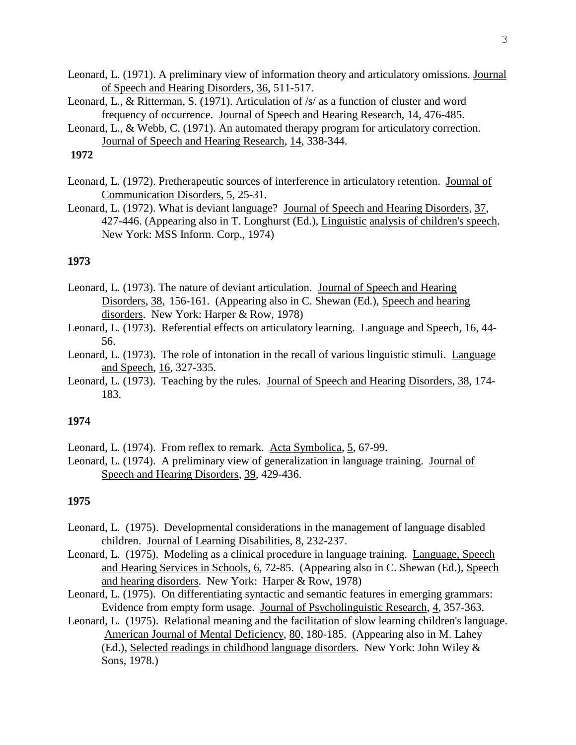Leonard, L. (1971). A preliminary view of information theory and articulatory omissions. Journal of Speech and Hearing Disorders, 36, 511-517.

Leonard, L., & Ritterman, S. (1971). Articulation of /s/ as a function of cluster and word frequency of occurrence. Journal of Speech and Hearing Research, 14, 476-485.

Leonard, L., & Webb, C. (1971). An automated therapy program for articulatory correction. Journal of Speech and Hearing Research, 14, 338-344.

**1972**

Leonard, L. (1972). Pretherapeutic sources of interference in articulatory retention. Journal of Communication Disorders, 5, 25-31.

Leonard, L. (1972). What is deviant language? Journal of Speech and Hearing Disorders, 37, 427-446. (Appearing also in T. Longhurst (Ed.), Linguistic analysis of children's speech. New York: MSS Inform. Corp., 1974)

**1973**

Leonard, L. (1973). The nature of deviant articulation. Journal of Speech and Hearing Disorders, 38, 156-161. (Appearing also in C. Shewan (Ed.), Speech and hearing disorders. New York: Harper & Row, 1978)

Leonard, L. (1973). Referential effects on articulatory learning. Language and Speech, 16, 44-56.

Leonard, L. (1973). The role of intonation in the recall of various linguistic stimuli. Language and Speech, 16, 327-335.

Leonard, L. (1973). Teaching by the rules. Journal of Speech and Hearing Disorders, 38, 174-183.

**1974**

Leonard, L. (1974). From reflex to remark. Acta Symbolica, 5, 67-99.

Leonard, L. (1974). A preliminary view of generalization in language training. Journal of Speech and Hearing Disorders, 39, 429-436.

**1975**

Leonard, L. (1975). Developmental considerations in the management of language disabled children. Journal of Learning Disabilities, 8, 232-237.

Leonard, L. (1975). Modeling as a clinical procedure in language training. Language, Speech and Hearing Services in Schools, 6, 72-85. (Appearing also in C. Shewan (Ed.), Speech and hearing disorders. New York: Harper & Row, 1978)

Leonard, L. (1975). On differentiating syntactic and semantic features in emerging grammars: Evidence from empty form usage. Journal of Psycholinguistic Research, 4, 357-363.

Leonard, L. (1975). Relational meaning and the facilitation of slow learning children's language. American Journal of Mental Deficiency, 80, 180-185. (Appearing also in M. Lahey (Ed.), Selected readings in childhood language disorders. New York: John Wiley & Sons, 1978.)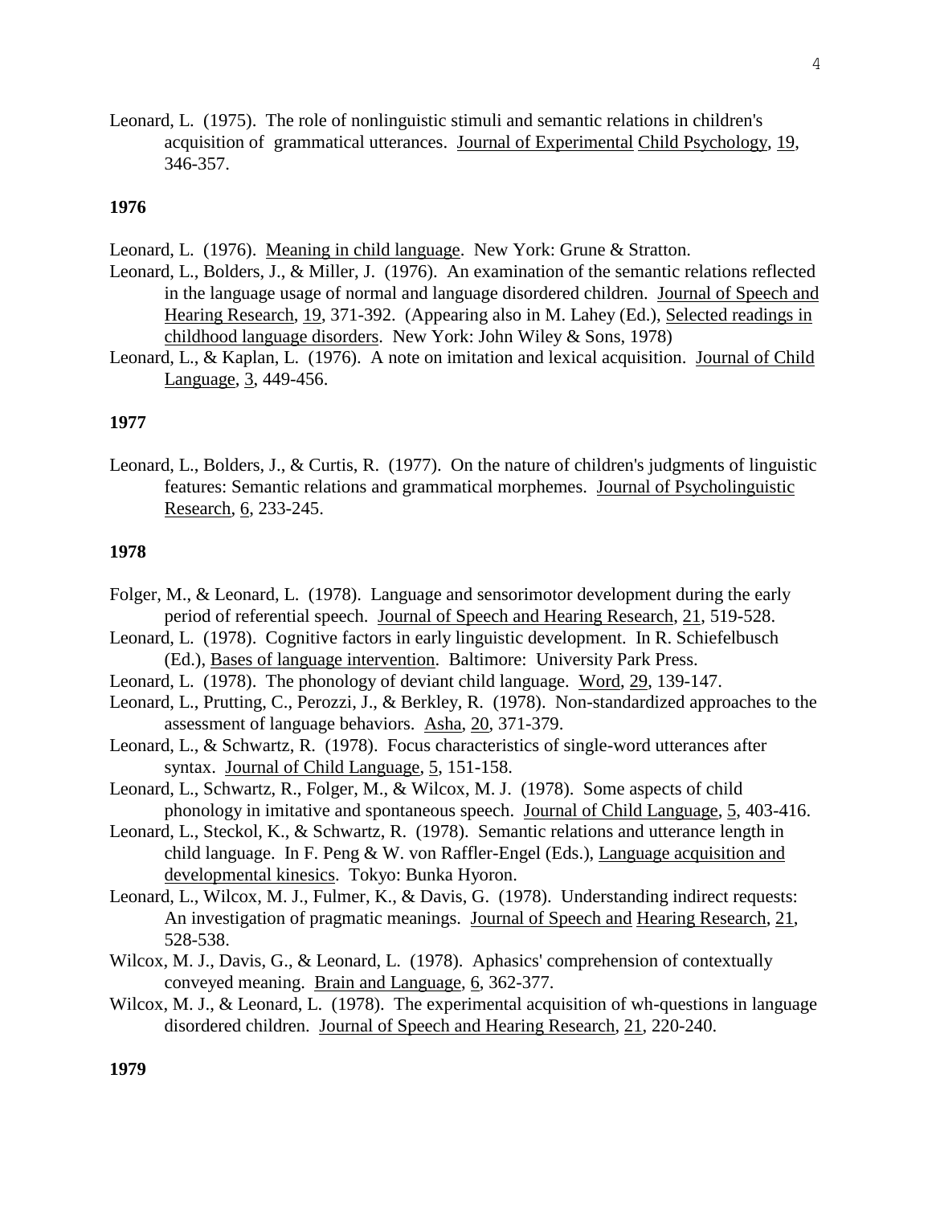Leonard, L. (1975). The role of nonlinguistic stimuli and semantic relations in children's acquisition of grammatical utterances. Journal of Experimental Child Psychology, 19, 346-357.

**1976**

Leonard, L. (1976). Meaning in child language. New York: Grune & Stratton.

Leonard, L., Bolders, J., & Miller, J. (1976). An examination of the semantic relations reflected in the language usage of normal and language disordered children. Journal of Speech and Hearing Research, 19, 371-392. (Appearing also in M. Lahey (Ed.), Selected readings in childhood language disorders. New York: John Wiley & Sons, 1978)

Leonard, L., & Kaplan, L. (1976). A note on imitation and lexical acquisition. Journal of Child Language, 3, 449-456.

**1977**

Leonard, L., Bolders, J., & Curtis, R. (1977). On the nature of children's judgments of linguistic features: Semantic relations and grammatical morphemes. Journal of Psycholinguistic Research, 6, 233-245.

**1978**

Folger, M., & Leonard, L. (1978). Language and sensorimotor development during the early period of referential speech. Journal of Speech and Hearing Research, 21, 519-528.

Leonard, L. (1978). Cognitive factors in early linguistic development. In R. Schiefelbusch (Ed.), Bases of language intervention. Baltimore: University Park Press.

Leonard, L. (1978). The phonology of deviant child language. Word, 29, 139-147.

Leonard, L., Prutting, C., Perozzi, J., & Berkley, R. (1978). Non-standardized approaches to the assessment of language behaviors. Asha, 20, 371-379.

Leonard, L., & Schwartz, R. (1978). Focus characteristics of single-word utterances after syntax. Journal of Child Language, 5, 151-158.

Leonard, L., Schwartz, R., Folger, M., & Wilcox, M. J. (1978). Some aspects of child phonology in imitative and spontaneous speech. Journal of Child Language, 5, 403-416.

Leonard, L., Steckol, K., & Schwartz, R. (1978). Semantic relations and utterance length in child language. In F. Peng & W. von Raffler-Engel (Eds.), Language acquisition and developmental kinesics. Tokyo: Bunka Hyoron.

Leonard, L., Wilcox, M. J., Fulmer, K., & Davis, G. (1978). Understanding indirect requests: An investigation of pragmatic meanings. Journal of Speech and Hearing Research, 21, 528-538.

Wilcox, M. J., Davis, G., & Leonard, L. (1978). Aphasics' comprehension of contextually conveyed meaning. Brain and Language, 6, 362-377.

Wilcox, M. J., & Leonard, L. (1978). The experimental acquisition of wh-questions in language disordered children. Journal of Speech and Hearing Research, 21, 220-240.

**1979**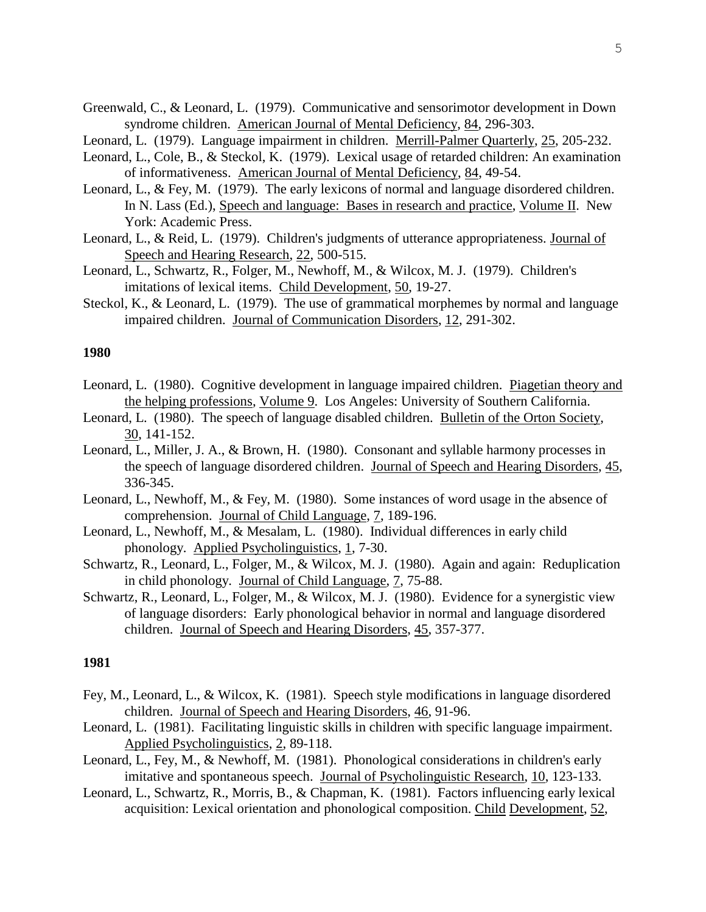Greenwald, C., & Leonard, L. (1979). Communicative and sensorimotor development in Down syndrome children. American Journal of Mental Deficiency, 84, 296-303.

Leonard, L. (1979). Language impairment in children. Merrill-Palmer Quarterly, 25, 205-232.

Leonard, L., Cole, B., & Steckol, K. (1979). Lexical usage of retarded children: An examination of informativeness. American Journal of Mental Deficiency, 84, 49-54.

Leonard, L., & Fey, M. (1979). The early lexicons of normal and language disordered children. In N. Lass (Ed.), Speech and language: Bases in research and practice, Volume II. New York: Academic Press.

Leonard, L., & Reid, L. (1979). Children's judgments of utterance appropriateness. Journal of Speech and Hearing Research, 22, 500-515.

Leonard, L., Schwartz, R., Folger, M., Newhoff, M., & Wilcox, M. J. (1979). Children's imitations of lexical items. Child Development, 50, 19-27.

Steckol, K., & Leonard, L. (1979). The use of grammatical morphemes by normal and language impaired children. Journal of Communication Disorders, 12, 291-302.

**1980**

Leonard, L. (1980). Cognitive development in language impaired children. Piagetian theory and the helping professions, Volume 9. Los Angeles: University of Southern California.

Leonard, L. (1980). The speech of language disabled children. Bulletin of the Orton Society, 30, 141-152.

Leonard, L., Miller, J. A., & Brown, H. (1980). Consonant and syllable harmony processes in the speech of language disordered children. Journal of Speech and Hearing Disorders, 45, 336-345.

Leonard, L., Newhoff, M., & Fey, M. (1980). Some instances of word usage in the absence of comprehension. Journal of Child Language, 7, 189-196.

Leonard, L., Newhoff, M., & Mesalam, L. (1980). Individual differences in early child phonology. Applied Psycholinguistics, 1, 7-30.

Schwartz, R., Leonard, L., Folger, M., & Wilcox, M. J. (1980). Again and again: Reduplication in child phonology. Journal of Child Language, 7, 75-88.

Schwartz, R., Leonard, L., Folger, M., & Wilcox, M. J. (1980). Evidence for a synergistic view of language disorders: Early phonological behavior in normal and language disordered children. Journal of Speech and Hearing Disorders, 45, 357-377.

**1981**

Fey, M., Leonard, L., & Wilcox, K. (1981). Speech style modifications in language disordered children. Journal of Speech and Hearing Disorders, 46, 91-96.

Leonard, L. (1981). Facilitating linguistic skills in children with specific language impairment. Applied Psycholinguistics, 2, 89-118.

Leonard, L., Fey, M., & Newhoff, M. (1981). Phonological considerations in children's early imitative and spontaneous speech. Journal of Psycholinguistic Research, 10, 123-133.

Leonard, L., Schwartz, R., Morris, B., & Chapman, K. (1981). Factors influencing early lexical acquisition: Lexical orientation and phonological composition. Child Development, 52,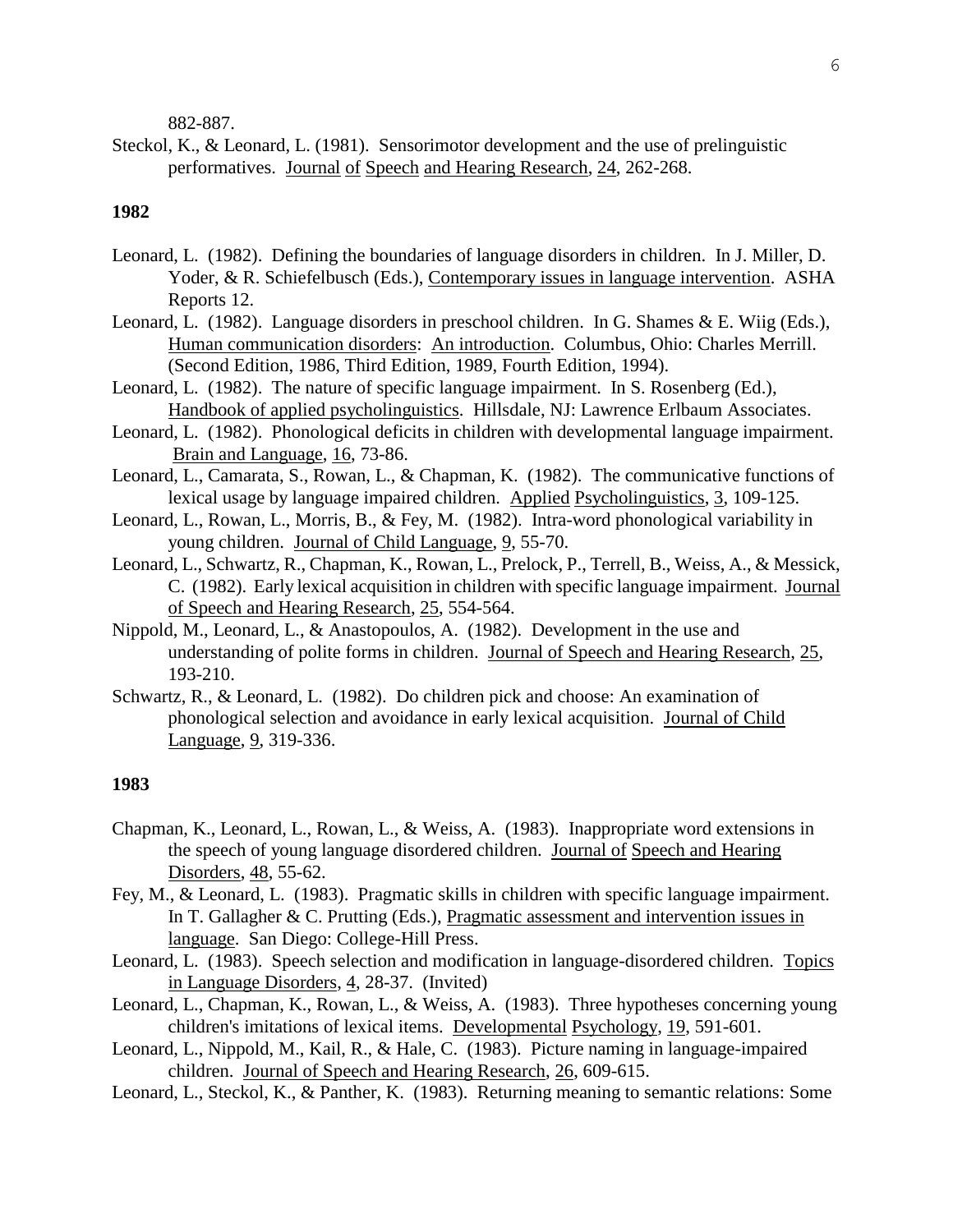882-887.

Steckol, K., & Leonard, L. (1981). Sensorimotor development and the use of prelinguistic performatives. Journal of Speech and Hearing Research, 24, 262-268.

**1982**

Leonard, L. (1982). Defining the boundaries of language disorders in children. In J. Miller, D. Yoder, & R. Schiefelbusch (Eds.), Contemporary issues in language intervention. ASHA Reports 12.

Leonard, L. (1982). Language disorders in preschool children. In G. Shames & E. Wiig (Eds.), Human communication disorders: An introduction. Columbus, Ohio: Charles Merrill. (Second Edition, 1986, Third Edition, 1989, Fourth Edition, 1994).

Leonard, L. (1982). The nature of specific language impairment. In S. Rosenberg (Ed.), Handbook of applied psycholinguistics. Hillsdale, NJ: Lawrence Erlbaum Associates.

Leonard, L. (1982). Phonological deficits in children with developmental language impairment. Brain and Language, 16, 73-86.

Leonard, L., Camarata, S., Rowan, L., & Chapman, K. (1982). The communicative functions of lexical usage by language impaired children. Applied Psycholinguistics, 3, 109-125.

Leonard, L., Rowan, L., Morris, B., & Fey, M. (1982). Intra-word phonological variability in young children. Journal of Child Language, 9, 55-70.

Leonard, L., Schwartz, R., Chapman, K., Rowan, L., Prelock, P., Terrell, B., Weiss, A., & Messick, C. (1982). Early lexical acquisition in children with specific language impairment. Journal of Speech and Hearing Research, 25, 554-564.

Nippold, M., Leonard, L., & Anastopoulos, A. (1982). Development in the use and understanding of polite forms in children. Journal of Speech and Hearing Research, 25, 193-210.

Schwartz, R., & Leonard, L. (1982). Do children pick and choose: An examination of phonological selection and avoidance in early lexical acquisition. Journal of Child Language, 9, 319-336.

**1983**

Chapman, K., Leonard, L., Rowan, L., & Weiss, A. (1983). Inappropriate word extensions in the speech of young language disordered children. Journal of Speech and Hearing Disorders, 48, 55-62.

Fey, M., & Leonard, L. (1983). Pragmatic skills in children with specific language impairment. In T. Gallagher & C. Prutting (Eds.), Pragmatic assessment and intervention issues in language. San Diego: College-Hill Press.

Leonard, L. (1983). Speech selection and modification in language-disordered children. Topics in Language Disorders, 4, 28-37. (Invited)

Leonard, L., Chapman, K., Rowan, L., & Weiss, A. (1983). Three hypotheses concerning young children's imitations of lexical items. Developmental Psychology, 19, 591-601.

Leonard, L., Nippold, M., Kail, R., & Hale, C. (1983). Picture naming in language-impaired children. Journal of Speech and Hearing Research, 26, 609-615.

Leonard, L., Steckol, K., & Panther, K. (1983). Returning meaning to semantic relations: Some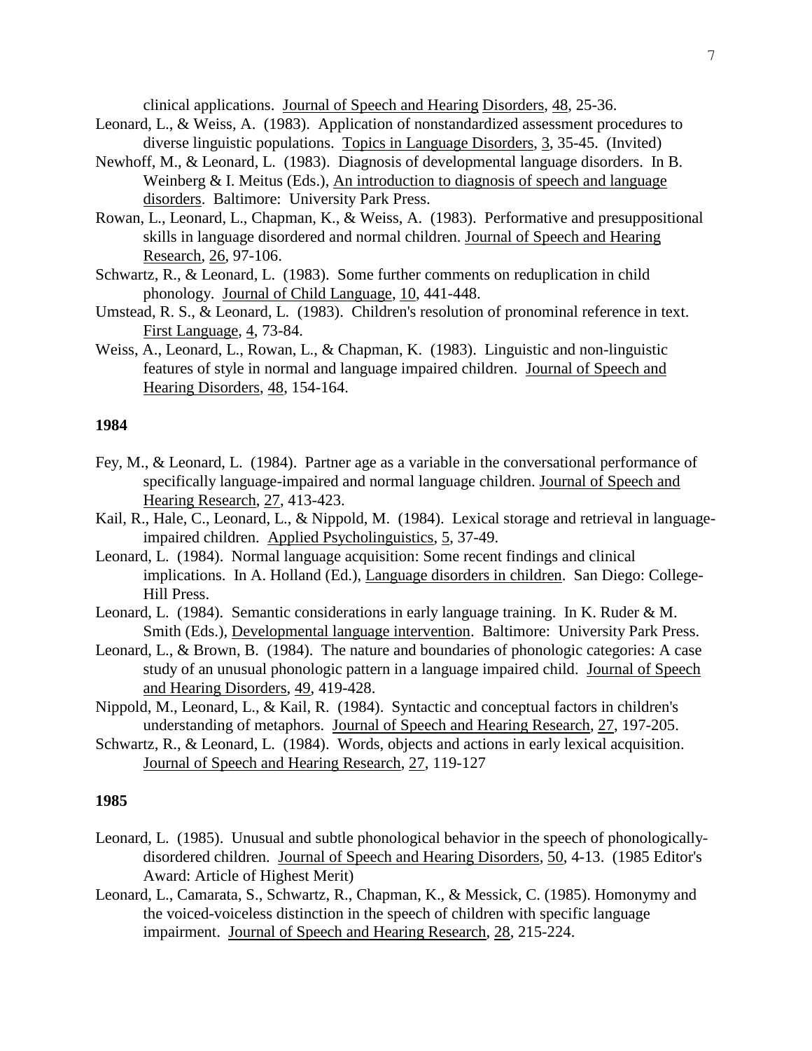clinical applications. Journal of Speech and Hearing Disorders, 48, 25-36.

Leonard, L., & Weiss, A. (1983). Application of nonstandardized assessment procedures to diverse linguistic populations. Topics in Language Disorders, 3, 35-45. (Invited)

Newhoff, M., & Leonard, L. (1983). Diagnosis of developmental language disorders. In B. Weinberg & I. Meitus (Eds.), An introduction to diagnosis of speech and language disorders. Baltimore: University Park Press.

Rowan, L., Leonard, L., Chapman, K., & Weiss, A. (1983). Performative and presuppositional skills in language disordered and normal children. Journal of Speech and Hearing Research, 26, 97-106.

Schwartz, R., & Leonard, L. (1983). Some further comments on reduplication in child phonology. Journal of Child Language, 10, 441-448.

Umstead, R. S., & Leonard, L. (1983). Children's resolution of pronominal reference in text. First Language, 4, 73-84.

Weiss, A., Leonard, L., Rowan, L., & Chapman, K. (1983). Linguistic and non-linguistic features of style in normal and language impaired children. Journal of Speech and Hearing Disorders, 48, 154-164.

**1984**

Fey, M., & Leonard, L. (1984). Partner age as a variable in the conversational performance of specifically language-impaired and normal language children. Journal of Speech and Hearing Research, 27, 413-423.

Kail, R., Hale, C., Leonard, L., & Nippold, M. (1984). Lexical storage and retrieval in language-impaired children. Applied Psycholinguistics, 5, 37-49.

Leonard, L. (1984). Normal language acquisition: Some recent findings and clinical implications. In A. Holland (Ed.), Language disorders in children. San Diego: College-Hill Press.

Leonard, L. (1984). Semantic considerations in early language training. In K. Ruder & M. Smith (Eds.), Developmental language intervention. Baltimore: University Park Press.

Leonard, L., & Brown, B. (1984). The nature and boundaries of phonologic categories: A case study of an unusual phonologic pattern in a language impaired child. Journal of Speech and Hearing Disorders, 49, 419-428.

Nippold, M., Leonard, L., & Kail, R. (1984). Syntactic and conceptual factors in children's understanding of metaphors. Journal of Speech and Hearing Research, 27, 197-205.

Schwartz, R., & Leonard, L. (1984). Words, objects and actions in early lexical acquisition. Journal of Speech and Hearing Research, 27, 119-127

**1985**

Leonard, L. (1985). Unusual and subtle phonological behavior in the speech of phonologically-disordered children. Journal of Speech and Hearing Disorders, 50, 4-13. (1985 Editor's Award: Article of Highest Merit)

Leonard, L., Camarata, S., Schwartz, R., Chapman, K., & Messick, C. (1985). Homonymy and the voiced-voiceless distinction in the speech of children with specific language impairment. Journal of Speech and Hearing Research, 28, 215-224.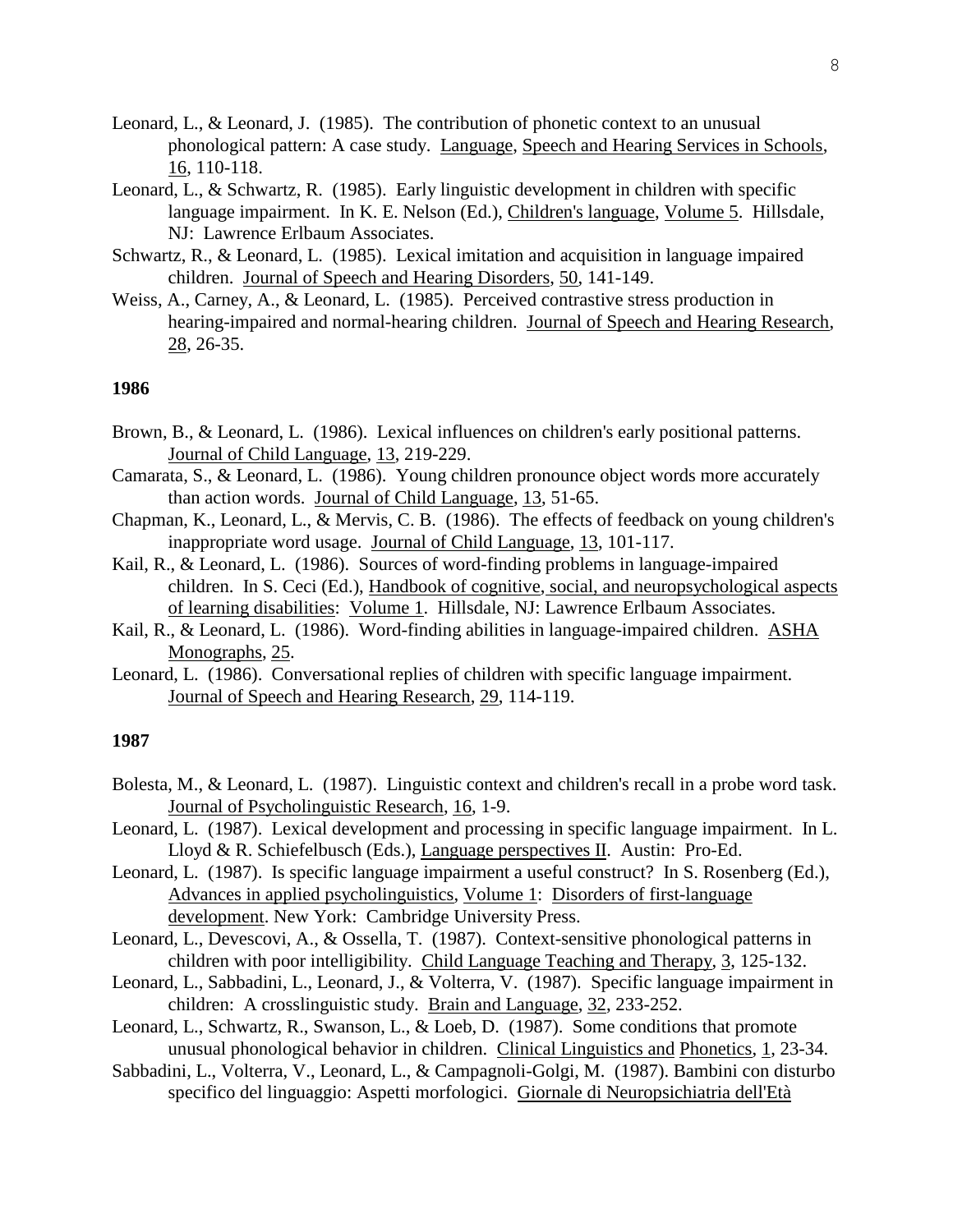Leonard, L., & Leonard, J. (1985). The contribution of phonetic context to an unusual phonological pattern: A case study. Language, Speech and Hearing Services in Schools, 16, 110-118.

Leonard, L., & Schwartz, R. (1985). Early linguistic development in children with specific language impairment. In K. E. Nelson (Ed.), Children's language, Volume 5. Hillsdale, NJ: Lawrence Erlbaum Associates.

Schwartz, R., & Leonard, L. (1985). Lexical imitation and acquisition in language impaired children. Journal of Speech and Hearing Disorders, 50, 141-149.

Weiss, A., Carney, A., & Leonard, L. (1985). Perceived contrastive stress production in hearing-impaired and normal-hearing children. Journal of Speech and Hearing Research, 28, 26-35.

**1986**

Brown, B., & Leonard, L. (1986). Lexical influences on children's early positional patterns. Journal of Child Language, 13, 219-229.

Camarata, S., & Leonard, L. (1986). Young children pronounce object words more accurately than action words. Journal of Child Language, 13, 51-65.

Chapman, K., Leonard, L., & Mervis, C. B. (1986). The effects of feedback on young children's inappropriate word usage. Journal of Child Language, 13, 101-117.

Kail, R., & Leonard, L. (1986). Sources of word-finding problems in language-impaired children. In S. Ceci (Ed.), Handbook of cognitive, social, and neuropsychological aspects of learning disabilities: Volume 1. Hillsdale, NJ: Lawrence Erlbaum Associates.

Kail, R., & Leonard, L. (1986). Word-finding abilities in language-impaired children. ASHA Monographs, 25.

Leonard, L. (1986). Conversational replies of children with specific language impairment. Journal of Speech and Hearing Research, 29, 114-119.

**1987**

Bolesta, M., & Leonard, L. (1987). Linguistic context and children's recall in a probe word task. Journal of Psycholinguistic Research, 16, 1-9.

Leonard, L. (1987). Lexical development and processing in specific language impairment. In L. Lloyd & R. Schiefelbusch (Eds.), Language perspectives II. Austin: Pro-Ed.

Leonard, L. (1987). Is specific language impairment a useful construct? In S. Rosenberg (Ed.), Advances in applied psycholinguistics, Volume 1: Disorders of first-language development. New York: Cambridge University Press.

Leonard, L., Devescovi, A., & Ossella, T. (1987). Context-sensitive phonological patterns in children with poor intelligibility. Child Language Teaching and Therapy, 3, 125-132.

Leonard, L., Sabbadini, L., Leonard, J., & Volterra, V. (1987). Specific language impairment in children: A crosslinguistic study. Brain and Language, 32, 233-252.

Leonard, L., Schwartz, R., Swanson, L., & Loeb, D. (1987). Some conditions that promote unusual phonological behavior in children. Clinical Linguistics and Phonetics, 1, 23-34.

Sabbadini, L., Volterra, V., Leonard, L., & Campagnoli-Golgi, M. (1987). Bambini con disturbo specifico del linguaggio: Aspetti morfologici. Giornale di Neuropsichiatria dell'Età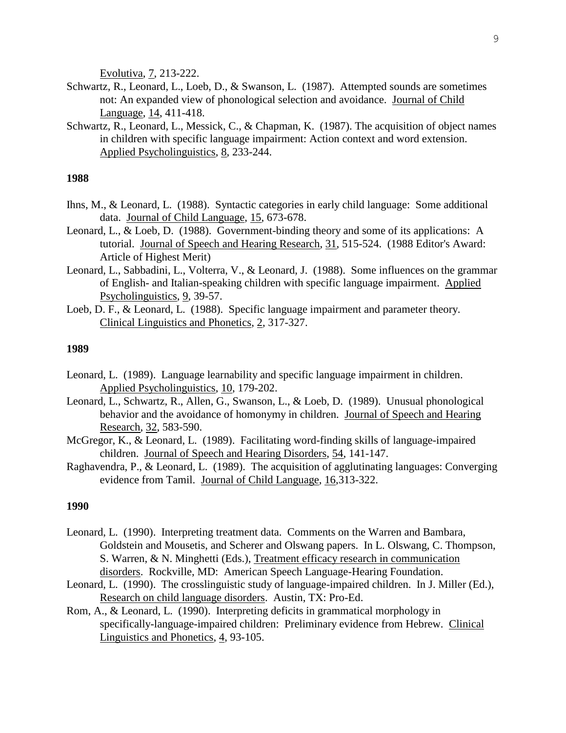Evolutiva, 7, 213-222.

Schwartz, R., Leonard, L., Loeb, D., & Swanson, L. (1987). Attempted sounds are sometimes not: An expanded view of phonological selection and avoidance. Journal of Child Language, 14, 411-418.

Schwartz, R., Leonard, L., Messick, C., & Chapman, K. (1987). The acquisition of object names in children with specific language impairment: Action context and word extension. Applied Psycholinguistics, 8, 233-244.

**1988**

Ihns, M., & Leonard, L. (1988). Syntactic categories in early child language: Some additional data. Journal of Child Language, 15, 673-678.

Leonard, L., & Loeb, D. (1988). Government-binding theory and some of its applications: A tutorial. Journal of Speech and Hearing Research, 31, 515-524. (1988 Editor's Award: Article of Highest Merit)

Leonard, L., Sabbadini, L., Volterra, V., & Leonard, J. (1988). Some influences on the grammar of English- and Italian-speaking children with specific language impairment. Applied Psycholinguistics, 9, 39-57.

Loeb, D. F., & Leonard, L. (1988). Specific language impairment and parameter theory. Clinical Linguistics and Phonetics, 2, 317-327.

**1989**

Leonard, L. (1989). Language learnability and specific language impairment in children. Applied Psycholinguistics, 10, 179-202.

Leonard, L., Schwartz, R., Allen, G., Swanson, L., & Loeb, D. (1989). Unusual phonological behavior and the avoidance of homonymy in children. Journal of Speech and Hearing Research, 32, 583-590.

McGregor, K., & Leonard, L. (1989). Facilitating word-finding skills of language-impaired children. Journal of Speech and Hearing Disorders, 54, 141-147.

Raghavendra, P., & Leonard, L. (1989). The acquisition of agglutinating languages: Converging evidence from Tamil. Journal of Child Language, 16,313-322.

**1990**

Leonard, L. (1990). Interpreting treatment data. Comments on the Warren and Bambara, Goldstein and Mousetis, and Scherer and Olswang papers. In L. Olswang, C. Thompson, S. Warren, & N. Minghetti (Eds.), Treatment efficacy research in communication disorders. Rockville, MD: American Speech Language-Hearing Foundation.

Leonard, L. (1990). The crosslinguistic study of language-impaired children. In J. Miller (Ed.), Research on child language disorders. Austin, TX: Pro-Ed.

Rom, A., & Leonard, L. (1990). Interpreting deficits in grammatical morphology in specifically-language-impaired children: Preliminary evidence from Hebrew. Clinical Linguistics and Phonetics, 4, 93-105.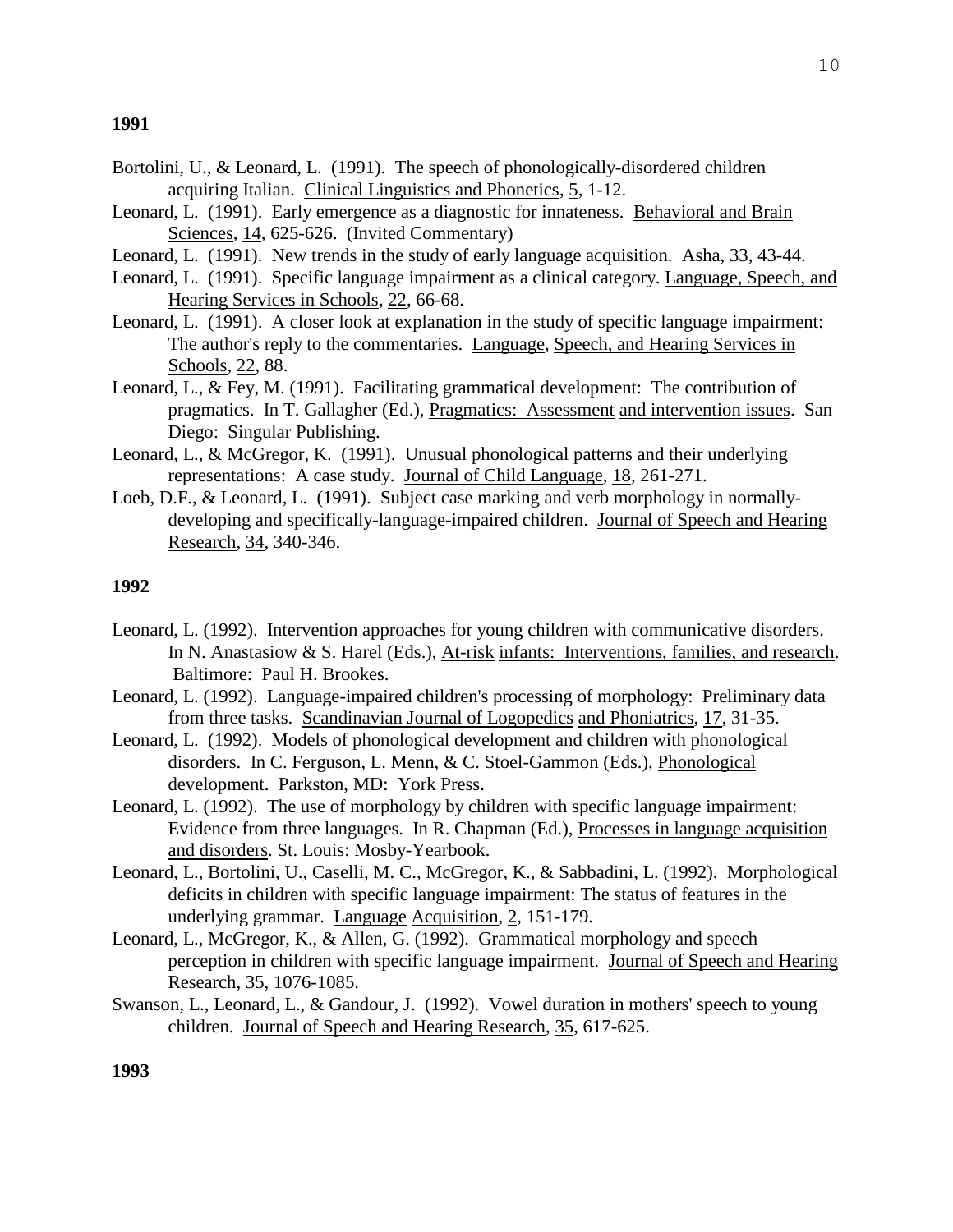**1991**

Bortolini, U., & Leonard, L. (1991). The speech of phonologically-disordered children acquiring Italian. Clinical Linguistics and Phonetics, 5, 1-12.

Leonard, L. (1991). Early emergence as a diagnostic for innateness. Behavioral and Brain Sciences, 14, 625-626. (Invited Commentary)

Leonard, L. (1991). New trends in the study of early language acquisition. Asha, 33, 43-44.

Leonard, L. (1991). Specific language impairment as a clinical category. Language, Speech, and Hearing Services in Schools, 22, 66-68.

Leonard, L. (1991). A closer look at explanation in the study of specific language impairment: The author's reply to the commentaries. Language, Speech, and Hearing Services in Schools, 22, 88.

Leonard, L., & Fey, M. (1991). Facilitating grammatical development: The contribution of pragmatics. In T. Gallagher (Ed.), Pragmatics: Assessment and intervention issues. San Diego: Singular Publishing.

Leonard, L., & McGregor, K. (1991). Unusual phonological patterns and their underlying representations: A case study. Journal of Child Language, 18, 261-271.

Loeb, D.F., & Leonard, L. (1991). Subject case marking and verb morphology in normally-developing and specifically-language-impaired children. Journal of Speech and Hearing Research, 34, 340-346.

**1992**

Leonard, L. (1992). Intervention approaches for young children with communicative disorders. In N. Anastasiow & S. Harel (Eds.), At-risk infants: Interventions, families, and research. Baltimore: Paul H. Brookes.

Leonard, L. (1992). Language-impaired children's processing of morphology: Preliminary data from three tasks. Scandinavian Journal of Logopedics and Phoniatrics, 17, 31-35.

Leonard, L. (1992). Models of phonological development and children with phonological disorders. In C. Ferguson, L. Menn, & C. Stoel-Gammon (Eds.), Phonological development. Parkston, MD: York Press.

Leonard, L. (1992). The use of morphology by children with specific language impairment: Evidence from three languages. In R. Chapman (Ed.), Processes in language acquisition and disorders. St. Louis: Mosby-Yearbook.

Leonard, L., Bortolini, U., Caselli, M. C., McGregor, K., & Sabbadini, L. (1992). Morphological deficits in children with specific language impairment: The status of features in the underlying grammar. Language Acquisition, 2, 151-179.

Leonard, L., McGregor, K., & Allen, G. (1992). Grammatical morphology and speech perception in children with specific language impairment. Journal of Speech and Hearing Research, 35, 1076-1085.

Swanson, L., Leonard, L., & Gandour, J. (1992). Vowel duration in mothers' speech to young children. Journal of Speech and Hearing Research, 35, 617-625.

**1993**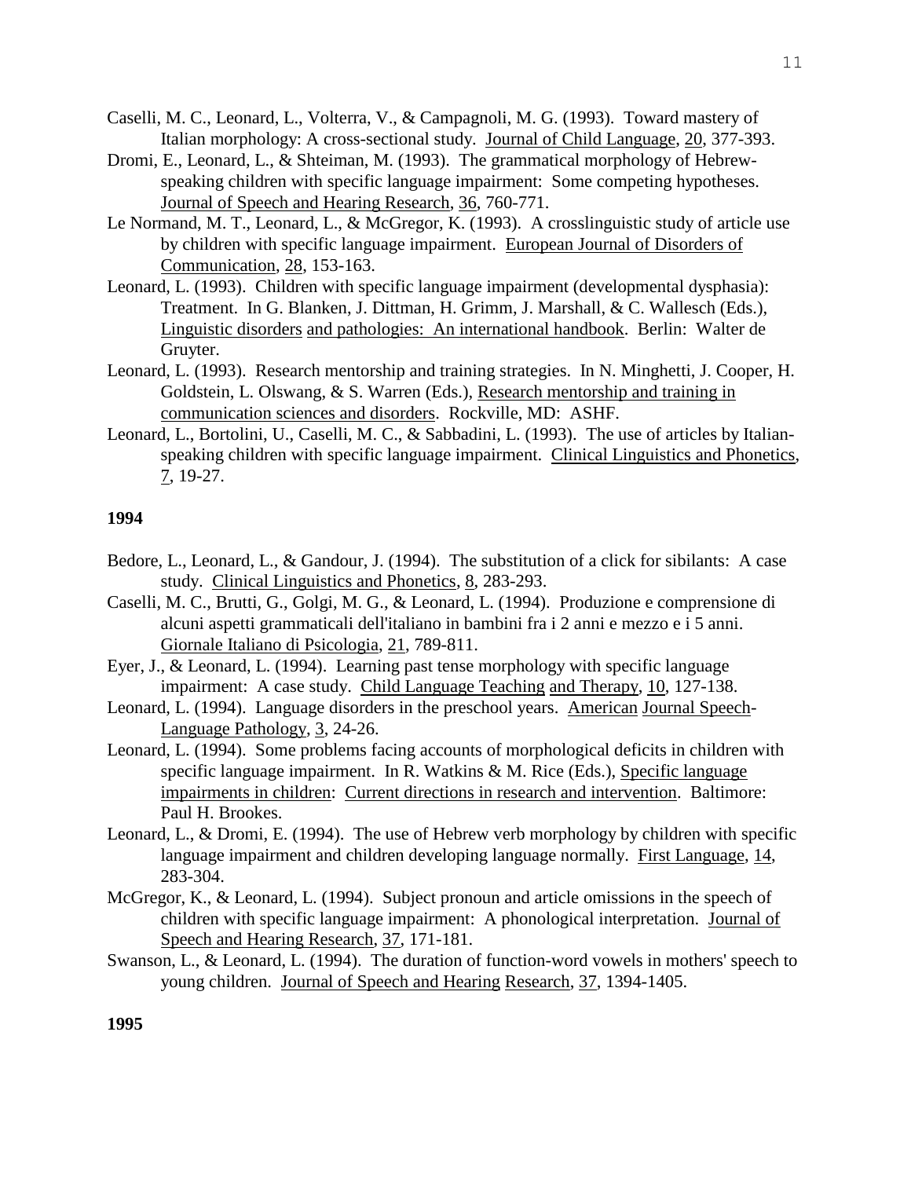Caselli, M. C., Leonard, L., Volterra, V., & Campagnoli, M. G. (1993). Toward mastery of Italian morphology: A cross-sectional study. Journal of Child Language, 20, 377-393.

Dromi, E., Leonard, L., & Shteiman, M. (1993). The grammatical morphology of Hebrew-speaking children with specific language impairment: Some competing hypotheses. Journal of Speech and Hearing Research, 36, 760-771.

Le Normand, M. T., Leonard, L., & McGregor, K. (1993). A crosslinguistic study of article use by children with specific language impairment. European Journal of Disorders of Communication, 28, 153-163.

Leonard, L. (1993). Children with specific language impairment (developmental dysphasia): Treatment. In G. Blanken, J. Dittman, H. Grimm, J. Marshall, & C. Wallesch (Eds.), Linguistic disorders and pathologies: An international handbook. Berlin: Walter de Gruyter.

Leonard, L. (1993). Research mentorship and training strategies. In N. Minghetti, J. Cooper, H. Goldstein, L. Olswang, & S. Warren (Eds.), Research mentorship and training in communication sciences and disorders. Rockville, MD: ASHF.

Leonard, L., Bortolini, U., Caselli, M. C., & Sabbadini, L. (1993). The use of articles by Italian-speaking children with specific language impairment. Clinical Linguistics and Phonetics, 7, 19-27.

**1994**

Bedore, L., Leonard, L., & Gandour, J. (1994). The substitution of a click for sibilants: A case study. Clinical Linguistics and Phonetics, 8, 283-293.

Caselli, M. C., Brutti, G., Golgi, M. G., & Leonard, L. (1994). Produzione e comprensione di alcuni aspetti grammaticali dell'italiano in bambini fra i 2 anni e mezzo e i 5 anni. Giornale Italiano di Psicologia, 21, 789-811.

Eyer, J., & Leonard, L. (1994). Learning past tense morphology with specific language impairment: A case study. Child Language Teaching and Therapy, 10, 127-138.

Leonard, L. (1994). Language disorders in the preschool years. American Journal Speech-Language Pathology, 3, 24-26.

Leonard, L. (1994). Some problems facing accounts of morphological deficits in children with specific language impairment. In R. Watkins & M. Rice (Eds.), Specific language impairments in children: Current directions in research and intervention. Baltimore: Paul H. Brookes.

Leonard, L., & Dromi, E. (1994). The use of Hebrew verb morphology by children with specific language impairment and children developing language normally. First Language, 14, 283-304.

McGregor, K., & Leonard, L. (1994). Subject pronoun and article omissions in the speech of children with specific language impairment: A phonological interpretation. Journal of Speech and Hearing Research, 37, 171-181.

Swanson, L., & Leonard, L. (1994). The duration of function-word vowels in mothers' speech to young children. Journal of Speech and Hearing Research, 37, 1394-1405.

**1995**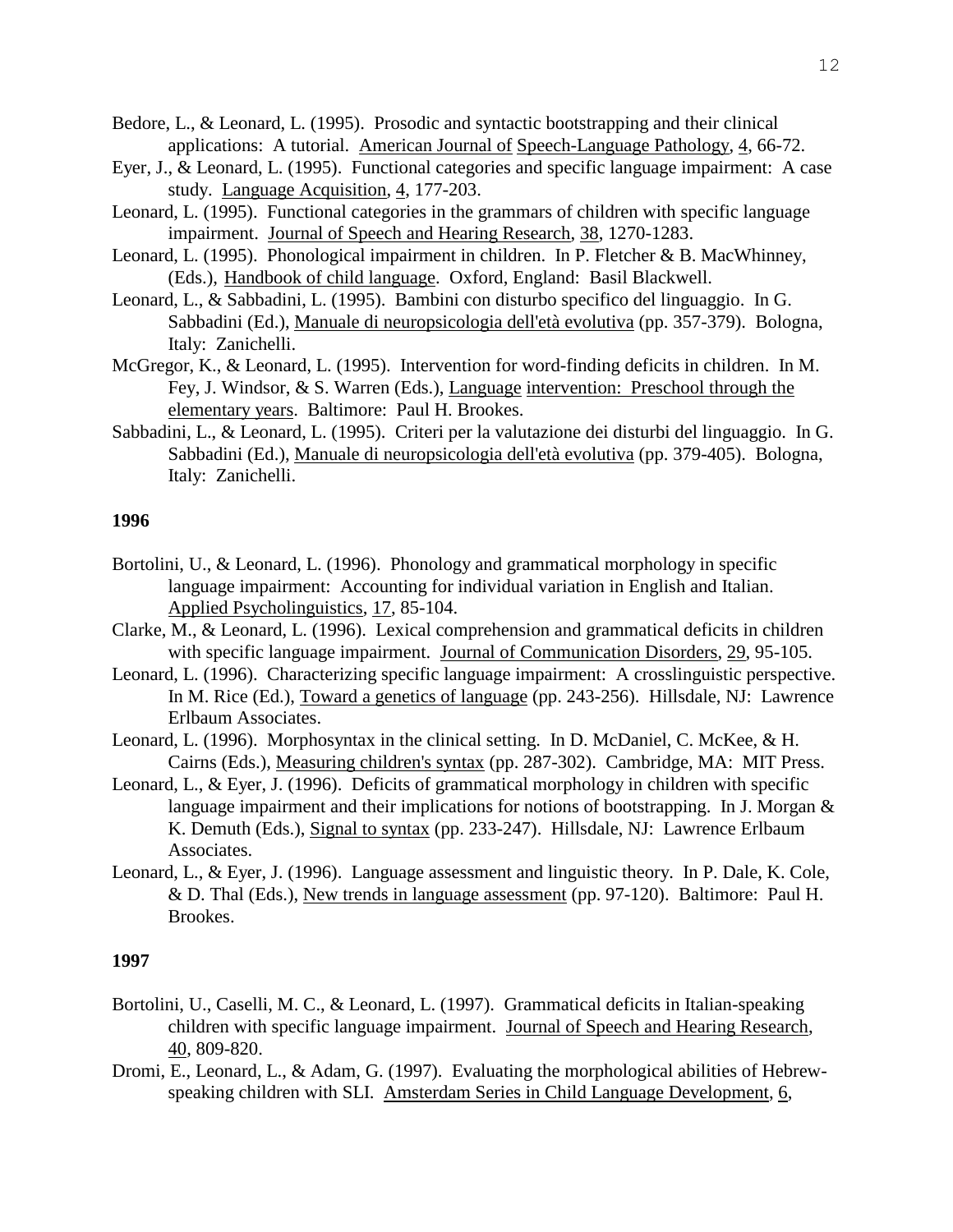Bedore, L., & Leonard, L. (1995). Prosodic and syntactic bootstrapping and their clinical applications: A tutorial. American Journal of Speech-Language Pathology, 4, 66-72.

Eyer, J., & Leonard, L. (1995). Functional categories and specific language impairment: A case study. Language Acquisition, 4, 177-203.

Leonard, L. (1995). Functional categories in the grammars of children with specific language impairment. Journal of Speech and Hearing Research, 38, 1270-1283.

Leonard, L. (1995). Phonological impairment in children. In P. Fletcher & B. MacWhinney, (Eds.), Handbook of child language. Oxford, England: Basil Blackwell.

Leonard, L., & Sabbadini, L. (1995). Bambini con disturbo specifico del linguaggio. In G. Sabbadini (Ed.), Manuale di neuropsicologia dell'età evolutiva (pp. 357-379). Bologna, Italy: Zanichelli.

McGregor, K., & Leonard, L. (1995). Intervention for word-finding deficits in children. In M. Fey, J. Windsor, & S. Warren (Eds.), Language intervention: Preschool through the elementary years. Baltimore: Paul H. Brookes.

Sabbadini, L., & Leonard, L. (1995). Criteri per la valutazione dei disturbi del linguaggio. In G. Sabbadini (Ed.), Manuale di neuropsicologia dell'età evolutiva (pp. 379-405). Bologna, Italy: Zanichelli.

**1996**

Bortolini, U., & Leonard, L. (1996). Phonology and grammatical morphology in specific language impairment: Accounting for individual variation in English and Italian. Applied Psycholinguistics, 17, 85-104.

Clarke, M., & Leonard, L. (1996). Lexical comprehension and grammatical deficits in children with specific language impairment. Journal of Communication Disorders, 29, 95-105.

Leonard, L. (1996). Characterizing specific language impairment: A crosslinguistic perspective. In M. Rice (Ed.), Toward a genetics of language (pp. 243-256). Hillsdale, NJ: Lawrence Erlbaum Associates.

Leonard, L. (1996). Morphosyntax in the clinical setting. In D. McDaniel, C. McKee, & H. Cairns (Eds.), Measuring children's syntax (pp. 287-302). Cambridge, MA: MIT Press.

Leonard, L., & Eyer, J. (1996). Deficits of grammatical morphology in children with specific language impairment and their implications for notions of bootstrapping. In J. Morgan & K. Demuth (Eds.), Signal to syntax (pp. 233-247). Hillsdale, NJ: Lawrence Erlbaum Associates.

Leonard, L., & Eyer, J. (1996). Language assessment and linguistic theory. In P. Dale, K. Cole, & D. Thal (Eds.), New trends in language assessment (pp. 97-120). Baltimore: Paul H. Brookes.

**1997**

Bortolini, U., Caselli, M. C., & Leonard, L. (1997). Grammatical deficits in Italian-speaking children with specific language impairment. Journal of Speech and Hearing Research, 40, 809-820.

Dromi, E., Leonard, L., & Adam, G. (1997). Evaluating the morphological abilities of Hebrew-speaking children with SLI. Amsterdam Series in Child Language Development, 6,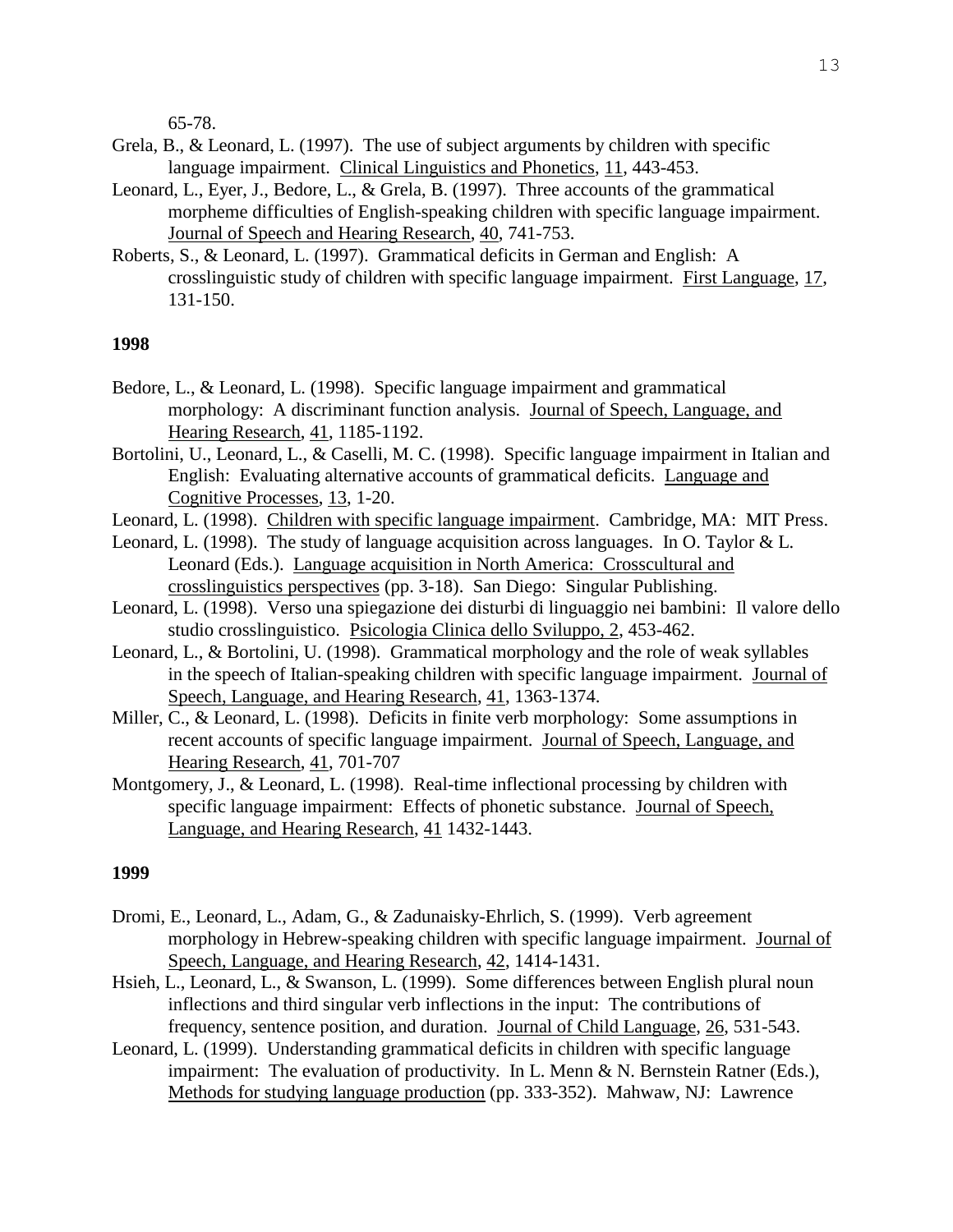65-78.

Grela, B., & Leonard, L. (1997). The use of subject arguments by children with specific language impairment. Clinical Linguistics and Phonetics, 11, 443-453.

Leonard, L., Eyer, J., Bedore, L., & Grela, B. (1997). Three accounts of the grammatical morpheme difficulties of English-speaking children with specific language impairment. Journal of Speech and Hearing Research, 40, 741-753.

Roberts, S., & Leonard, L. (1997). Grammatical deficits in German and English: A crosslinguistic study of children with specific language impairment. First Language, 17, 131-150.

**1998**

Bedore, L., & Leonard, L. (1998). Specific language impairment and grammatical morphology: A discriminant function analysis. Journal of Speech, Language, and Hearing Research, 41, 1185-1192.

Bortolini, U., Leonard, L., & Caselli, M. C. (1998). Specific language impairment in Italian and English: Evaluating alternative accounts of grammatical deficits. Language and Cognitive Processes, 13, 1-20.

Leonard, L. (1998). Children with specific language impairment. Cambridge, MA: MIT Press.

Leonard, L. (1998). The study of language acquisition across languages. In O. Taylor & L. Leonard (Eds.). Language acquisition in North America: Crosscultural and crosslinguistics perspectives (pp. 3-18). San Diego: Singular Publishing.

Leonard, L. (1998). Verso una spiegazione dei disturbi di linguaggio nei bambini: Il valore dello studio crosslinguistico. Psicologia Clinica dello Sviluppo, 2, 453-462.

Leonard, L., & Bortolini, U. (1998). Grammatical morphology and the role of weak syllables in the speech of Italian-speaking children with specific language impairment. Journal of Speech, Language, and Hearing Research, 41, 1363-1374.

Miller, C., & Leonard, L. (1998). Deficits in finite verb morphology: Some assumptions in recent accounts of specific language impairment. Journal of Speech, Language, and Hearing Research, 41, 701-707

Montgomery, J., & Leonard, L. (1998). Real-time inflectional processing by children with specific language impairment: Effects of phonetic substance. Journal of Speech, Language, and Hearing Research, 41 1432-1443.

**1999**

Dromi, E., Leonard, L., Adam, G., & Zadunaisky-Ehrlich, S. (1999). Verb agreement morphology in Hebrew-speaking children with specific language impairment. Journal of Speech, Language, and Hearing Research, 42, 1414-1431.

Hsieh, L., Leonard, L., & Swanson, L. (1999). Some differences between English plural noun inflections and third singular verb inflections in the input: The contributions of frequency, sentence position, and duration. Journal of Child Language, 26, 531-543.

Leonard, L. (1999). Understanding grammatical deficits in children with specific language impairment: The evaluation of productivity. In L. Menn & N. Bernstein Ratner (Eds.), Methods for studying language production (pp. 333-352). Mahwaw, NJ: Lawrence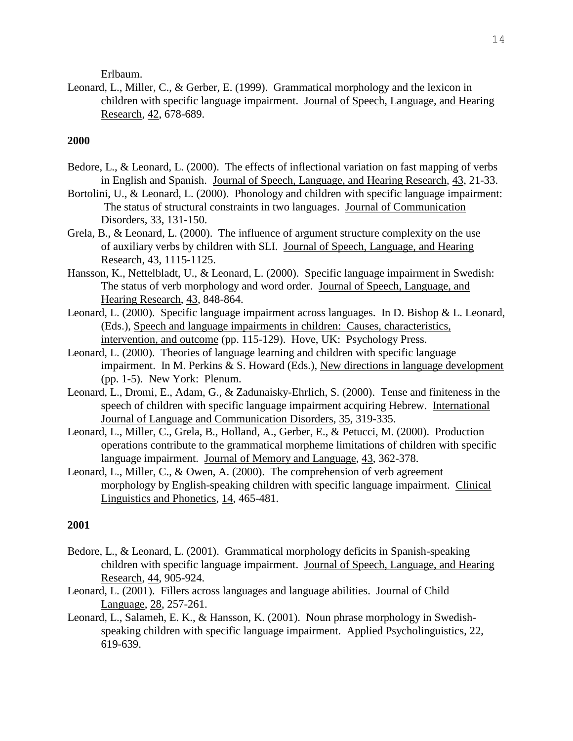Erlbaum.

Leonard, L., Miller, C., & Gerber, E. (1999). Grammatical morphology and the lexicon in children with specific language impairment. Journal of Speech, Language, and Hearing Research, 42, 678-689.

**2000**

Bedore, L., & Leonard, L. (2000). The effects of inflectional variation on fast mapping of verbs in English and Spanish. Journal of Speech, Language, and Hearing Research, 43, 21-33.

Bortolini, U., & Leonard, L. (2000). Phonology and children with specific language impairment: The status of structural constraints in two languages. Journal of Communication Disorders, 33, 131-150.

Grela, B., & Leonard, L. (2000). The influence of argument structure complexity on the use of auxiliary verbs by children with SLI. Journal of Speech, Language, and Hearing Research, 43, 1115-1125.

Hansson, K., Nettelbladt, U., & Leonard, L. (2000). Specific language impairment in Swedish: The status of verb morphology and word order. Journal of Speech, Language, and Hearing Research, 43, 848-864.

Leonard, L. (2000). Specific language impairment across languages. In D. Bishop & L. Leonard, (Eds.), Speech and language impairments in children: Causes, characteristics, intervention, and outcome (pp. 115-129). Hove, UK: Psychology Press.

Leonard, L. (2000). Theories of language learning and children with specific language impairment. In M. Perkins & S. Howard (Eds.), New directions in language development (pp. 1-5). New York: Plenum.

Leonard, L., Dromi, E., Adam, G., & Zadunaisky-Ehrlich, S. (2000). Tense and finiteness in the speech of children with specific language impairment acquiring Hebrew. International Journal of Language and Communication Disorders, 35, 319-335.

Leonard, L., Miller, C., Grela, B., Holland, A., Gerber, E., & Petucci, M. (2000). Production operations contribute to the grammatical morpheme limitations of children with specific language impairment. Journal of Memory and Language, 43, 362-378.

Leonard, L., Miller, C., & Owen, A. (2000). The comprehension of verb agreement morphology by English-speaking children with specific language impairment. Clinical Linguistics and Phonetics, 14, 465-481.

**2001**

Bedore, L., & Leonard, L. (2001). Grammatical morphology deficits in Spanish-speaking children with specific language impairment. Journal of Speech, Language, and Hearing Research, 44, 905-924.

Leonard, L. (2001). Fillers across languages and language abilities. Journal of Child Language, 28, 257-261.

Leonard, L., Salameh, E. K., & Hansson, K. (2001). Noun phrase morphology in Swedish-speaking children with specific language impairment. Applied Psycholinguistics, 22, 619-639.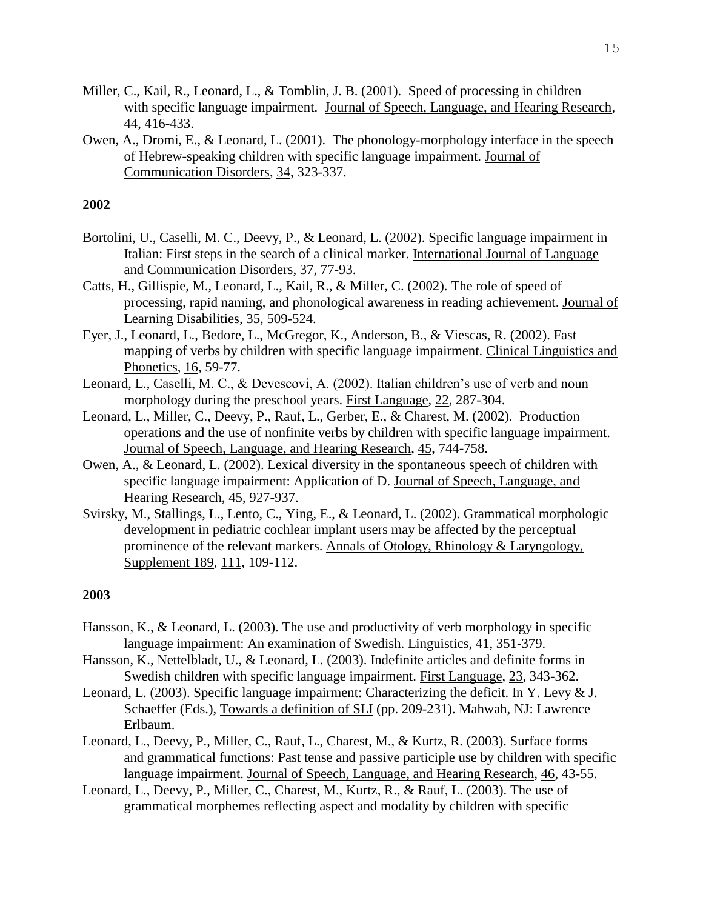Miller, C., Kail, R., Leonard, L., & Tomblin, J. B. (2001). Speed of processing in children with specific language impairment. Journal of Speech, Language, and Hearing Research, 44, 416-433.

Owen, A., Dromi, E., & Leonard, L. (2001). The phonology-morphology interface in the speech of Hebrew-speaking children with specific language impairment. Journal of Communication Disorders, 34, 323-337.

**2002**

Bortolini, U., Caselli, M. C., Deevy, P., & Leonard, L. (2002). Specific language impairment in Italian: First steps in the search of a clinical marker. International Journal of Language and Communication Disorders, 37, 77-93.

Catts, H., Gillispie, M., Leonard, L., Kail, R., & Miller, C. (2002). The role of speed of processing, rapid naming, and phonological awareness in reading achievement. Journal of Learning Disabilities, 35, 509-524.

Eyer, J., Leonard, L., Bedore, L., McGregor, K., Anderson, B., & Viescas, R. (2002). Fast mapping of verbs by children with specific language impairment. Clinical Linguistics and Phonetics, 16, 59-77.

Leonard, L., Caselli, M. C., & Devescovi, A. (2002). Italian children's use of verb and noun morphology during the preschool years. First Language, 22, 287-304.

Leonard, L., Miller, C., Deevy, P., Rauf, L., Gerber, E., & Charest, M. (2002). Production operations and the use of nonfinite verbs by children with specific language impairment. Journal of Speech, Language, and Hearing Research, 45, 744-758.

Owen, A., & Leonard, L. (2002). Lexical diversity in the spontaneous speech of children with specific language impairment: Application of D. Journal of Speech, Language, and Hearing Research, 45, 927-937.

Svirsky, M., Stallings, L., Lento, C., Ying, E., & Leonard, L. (2002). Grammatical morphologic development in pediatric cochlear implant users may be affected by the perceptual prominence of the relevant markers. Annals of Otology, Rhinology & Laryngology, Supplement 189, 111, 109-112.

**2003**

Hansson, K., & Leonard, L. (2003). The use and productivity of verb morphology in specific language impairment: An examination of Swedish. Linguistics, 41, 351-379.

Hansson, K., Nettelbladt, U., & Leonard, L. (2003). Indefinite articles and definite forms in Swedish children with specific language impairment. First Language, 23, 343-362.

Leonard, L. (2003). Specific language impairment: Characterizing the deficit. In Y. Levy & J. Schaeffer (Eds.), Towards a definition of SLI (pp. 209-231). Mahwah, NJ: Lawrence Erlbaum.

Leonard, L., Deevy, P., Miller, C., Rauf, L., Charest, M., & Kurtz, R. (2003). Surface forms and grammatical functions: Past tense and passive participle use by children with specific language impairment. Journal of Speech, Language, and Hearing Research, 46, 43-55.

Leonard, L., Deevy, P., Miller, C., Charest, M., Kurtz, R., & Rauf, L. (2003). The use of grammatical morphemes reflecting aspect and modality by children with specific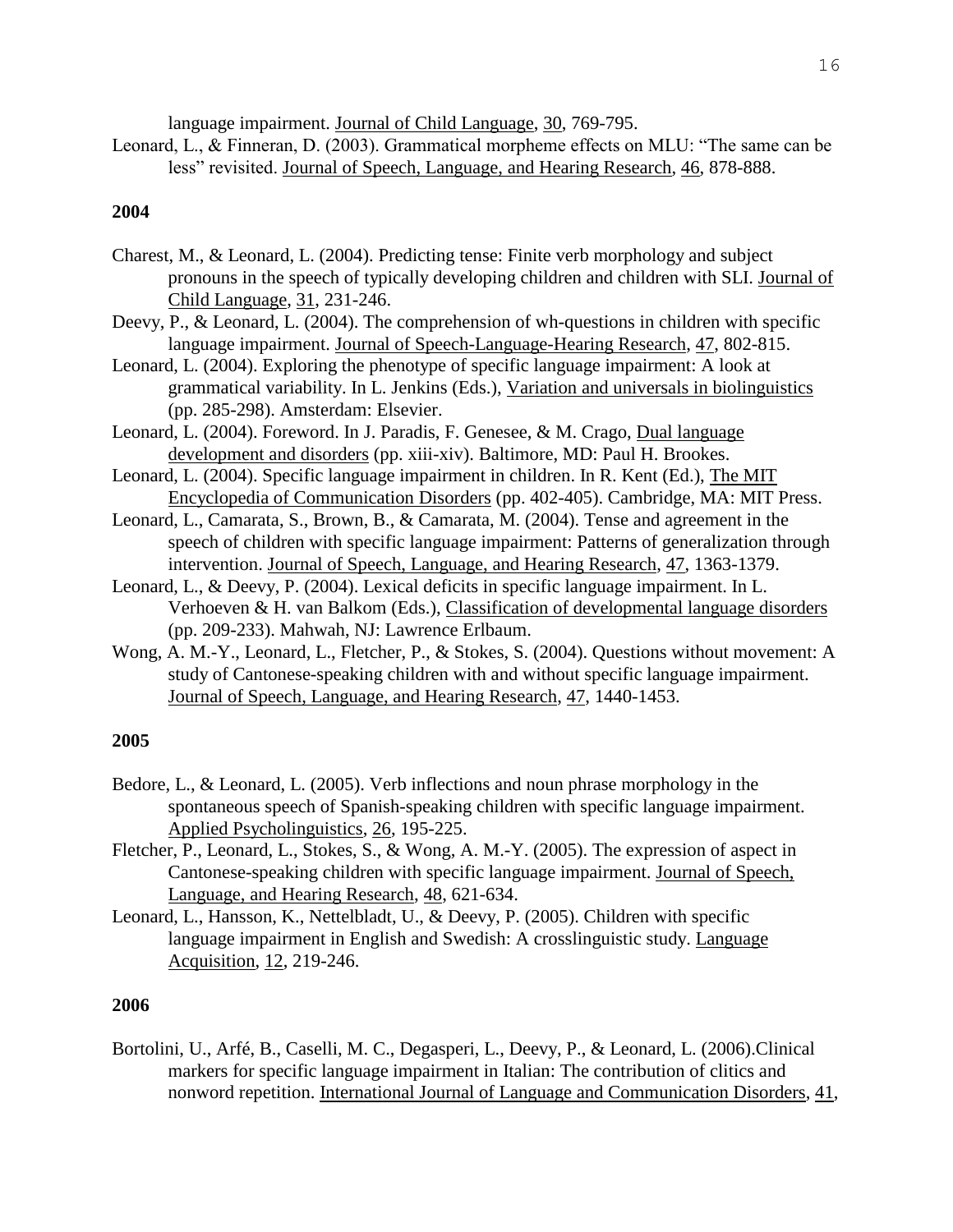language impairment. Journal of Child Language, 30, 769-795.

Leonard, L., & Finneran, D. (2003). Grammatical morpheme effects on MLU: "The same can be less" revisited. Journal of Speech, Language, and Hearing Research, 46, 878-888.

**2004**

Charest, M., & Leonard, L. (2004). Predicting tense: Finite verb morphology and subject pronouns in the speech of typically developing children and children with SLI. Journal of Child Language, 31, 231-246.

Deevy, P., & Leonard, L. (2004). The comprehension of wh-questions in children with specific language impairment. Journal of Speech-Language-Hearing Research, 47, 802-815.

Leonard, L. (2004). Exploring the phenotype of specific language impairment: A look at grammatical variability. In L. Jenkins (Eds.), Variation and universals in biolinguistics (pp. 285-298). Amsterdam: Elsevier.

Leonard, L. (2004). Foreword. In J. Paradis, F. Genesee, & M. Crago, Dual language development and disorders (pp. xiii-xiv). Baltimore, MD: Paul H. Brookes.

Leonard, L. (2004). Specific language impairment in children. In R. Kent (Ed.), The MIT Encyclopedia of Communication Disorders (pp. 402-405). Cambridge, MA: MIT Press.

Leonard, L., Camarata, S., Brown, B., & Camarata, M. (2004). Tense and agreement in the speech of children with specific language impairment: Patterns of generalization through intervention. Journal of Speech, Language, and Hearing Research, 47, 1363-1379.

Leonard, L., & Deevy, P. (2004). Lexical deficits in specific language impairment. In L. Verhoeven & H. van Balkom (Eds.), Classification of developmental language disorders (pp. 209-233). Mahwah, NJ: Lawrence Erlbaum.

Wong, A. M.-Y., Leonard, L., Fletcher, P., & Stokes, S. (2004). Questions without movement: A study of Cantonese-speaking children with and without specific language impairment. Journal of Speech, Language, and Hearing Research, 47, 1440-1453.

**2005**

Bedore, L., & Leonard, L. (2005). Verb inflections and noun phrase morphology in the spontaneous speech of Spanish-speaking children with specific language impairment. Applied Psycholinguistics, 26, 195-225.

Fletcher, P., Leonard, L., Stokes, S., & Wong, A. M.-Y. (2005). The expression of aspect in Cantonese-speaking children with specific language impairment. Journal of Speech, Language, and Hearing Research, 48, 621-634.

Leonard, L., Hansson, K., Nettelbladt, U., & Deevy, P. (2005). Children with specific language impairment in English and Swedish: A crosslinguistic study. Language Acquisition, 12, 219-246.

**2006**

Bortolini, U., Arfé, B., Caselli, M. C., Degasperi, L., Deevy, P., & Leonard, L. (2006).Clinical markers for specific language impairment in Italian: The contribution of clitics and nonword repetition. International Journal of Language and Communication Disorders, 41,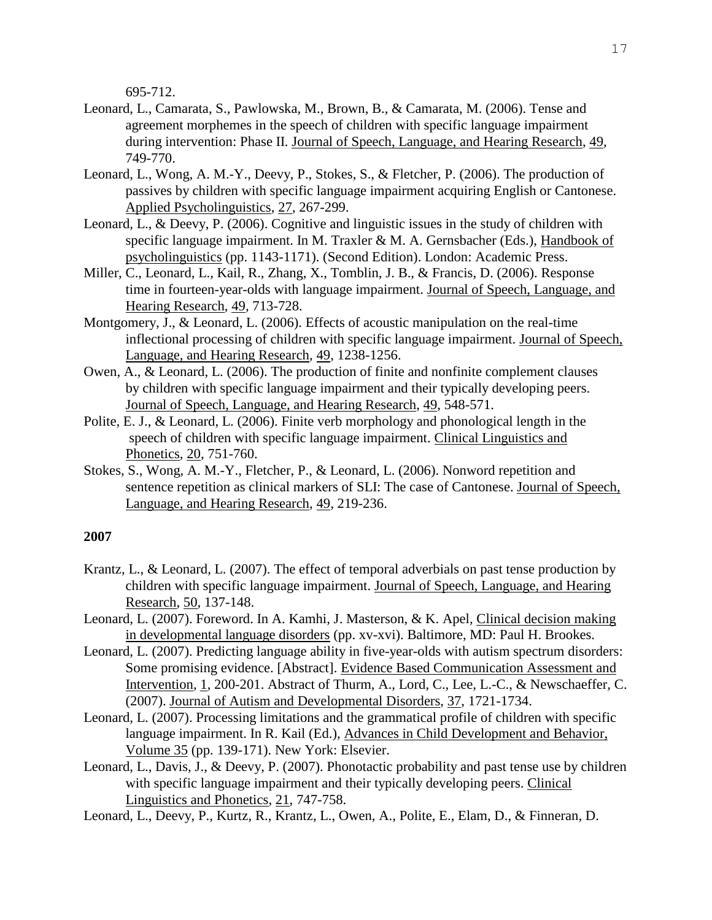695-712.

Leonard, L., Camarata, S., Pawlowska, M., Brown, B., & Camarata, M. (2006). Tense and agreement morphemes in the speech of children with specific language impairment during intervention: Phase II. Journal of Speech, Language, and Hearing Research, 49, 749-770.

Leonard, L., Wong, A. M.-Y., Deevy, P., Stokes, S., & Fletcher, P. (2006). The production of passives by children with specific language impairment acquiring English or Cantonese. Applied Psycholinguistics, 27, 267-299.

Leonard, L., & Deevy, P. (2006). Cognitive and linguistic issues in the study of children with specific language impairment. In M. Traxler & M. A. Gernsbacher (Eds.), Handbook of psycholinguistics (pp. 1143-1171). (Second Edition). London: Academic Press.

Miller, C., Leonard, L., Kail, R., Zhang, X., Tomblin, J. B., & Francis, D. (2006). Response time in fourteen-year-olds with language impairment. Journal of Speech, Language, and Hearing Research, 49, 713-728.

Montgomery, J., & Leonard, L. (2006). Effects of acoustic manipulation on the real-time inflectional processing of children with specific language impairment. Journal of Speech, Language, and Hearing Research, 49, 1238-1256.

Owen, A., & Leonard, L. (2006). The production of finite and nonfinite complement clauses by children with specific language impairment and their typically developing peers. Journal of Speech, Language, and Hearing Research, 49, 548-571.

Polite, E. J., & Leonard, L. (2006). Finite verb morphology and phonological length in the speech of children with specific language impairment. Clinical Linguistics and Phonetics, 20, 751-760.

Stokes, S., Wong, A. M.-Y., Fletcher, P., & Leonard, L. (2006). Nonword repetition and sentence repetition as clinical markers of SLI: The case of Cantonese. Journal of Speech, Language, and Hearing Research, 49, 219-236.

**2007**

Krantz, L., & Leonard, L. (2007). The effect of temporal adverbials on past tense production by children with specific language impairment. Journal of Speech, Language, and Hearing Research, 50, 137-148.

Leonard, L. (2007). Foreword. In A. Kamhi, J. Masterson, & K. Apel, Clinical decision making in developmental language disorders (pp. xv-xvi). Baltimore, MD: Paul H. Brookes.

Leonard, L. (2007). Predicting language ability in five-year-olds with autism spectrum disorders: Some promising evidence. [Abstract]. Evidence Based Communication Assessment and Intervention, 1, 200-201. Abstract of Thurm, A., Lord, C., Lee, L.-C., & Newschaeffer, C. (2007). Journal of Autism and Developmental Disorders, 37, 1721-1734.

Leonard, L. (2007). Processing limitations and the grammatical profile of children with specific language impairment. In R. Kail (Ed.), Advances in Child Development and Behavior, Volume 35 (pp. 139-171). New York: Elsevier.

Leonard, L., Davis, J., & Deevy, P. (2007). Phonotactic probability and past tense use by children with specific language impairment and their typically developing peers. Clinical Linguistics and Phonetics, 21, 747-758.

Leonard, L., Deevy, P., Kurtz, R., Krantz, L., Owen, A., Polite, E., Elam, D., & Finneran, D.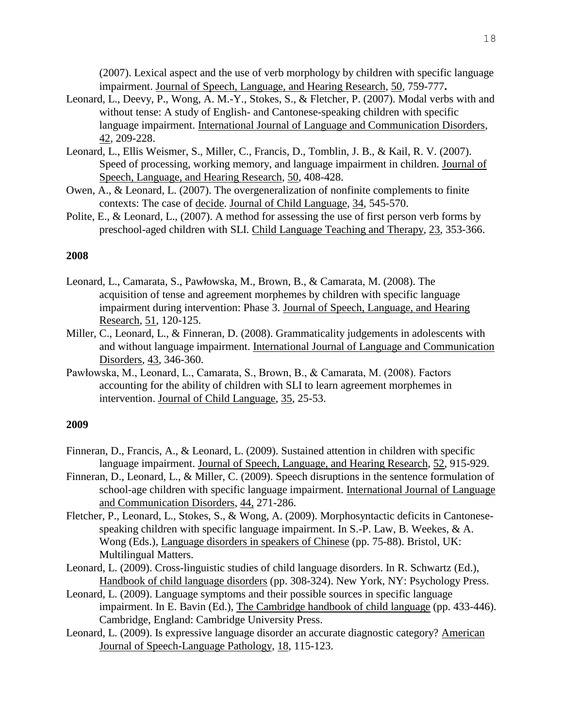(2007). Lexical aspect and the use of verb morphology by children with specific language impairment. Journal of Speech, Language, and Hearing Research, 50, 759-777.

Leonard, L., Deevy, P., Wong, A. M.-Y., Stokes, S., & Fletcher, P. (2007). Modal verbs with and without tense: A study of English- and Cantonese-speaking children with specific language impairment. International Journal of Language and Communication Disorders, 42, 209-228.

Leonard, L., Ellis Weismer, S., Miller, C., Francis, D., Tomblin, J. B., & Kail, R. V. (2007). Speed of processing, working memory, and language impairment in children. Journal of Speech, Language, and Hearing Research, 50, 408-428.

Owen, A., & Leonard, L. (2007). The overgeneralization of nonfinite complements to finite contexts: The case of decide. Journal of Child Language, 34, 545-570.

Polite, E., & Leonard, L., (2007). A method for assessing the use of first person verb forms by preschool-aged children with SLI. Child Language Teaching and Therapy, 23, 353-366.

**2008**

Leonard, L., Camarata, S., Pawłowska, M., Brown, B., & Camarata, M. (2008). The acquisition of tense and agreement morphemes by children with specific language impairment during intervention: Phase 3. Journal of Speech, Language, and Hearing Research, 51, 120-125.

Miller, C., Leonard, L., & Finneran, D. (2008). Grammaticality judgements in adolescents with and without language impairment. International Journal of Language and Communication Disorders, 43, 346-360.

Pawłowska, M., Leonard, L., Camarata, S., Brown, B., & Camarata, M. (2008). Factors accounting for the ability of children with SLI to learn agreement morphemes in intervention. Journal of Child Language, 35, 25-53.

**2009**

Finneran, D., Francis, A., & Leonard, L. (2009). Sustained attention in children with specific language impairment. Journal of Speech, Language, and Hearing Research, 52, 915-929.

Finneran, D., Leonard, L., & Miller, C. (2009). Speech disruptions in the sentence formulation of school-age children with specific language impairment. International Journal of Language and Communication Disorders, 44, 271-286.

Fletcher, P., Leonard, L., Stokes, S., & Wong, A. (2009). Morphosyntactic deficits in Cantonese-speaking children with specific language impairment. In S.-P. Law, B. Weekes, & A. Wong (Eds.), Language disorders in speakers of Chinese (pp. 75-88). Bristol, UK: Multilingual Matters.

Leonard, L. (2009). Cross-linguistic studies of child language disorders. In R. Schwartz (Ed.), Handbook of child language disorders (pp. 308-324). New York, NY: Psychology Press.

Leonard, L. (2009). Language symptoms and their possible sources in specific language impairment. In E. Bavin (Ed.), The Cambridge handbook of child language (pp. 433-446). Cambridge, England: Cambridge University Press.

Leonard, L. (2009). Is expressive language disorder an accurate diagnostic category? American Journal of Speech-Language Pathology, 18, 115-123.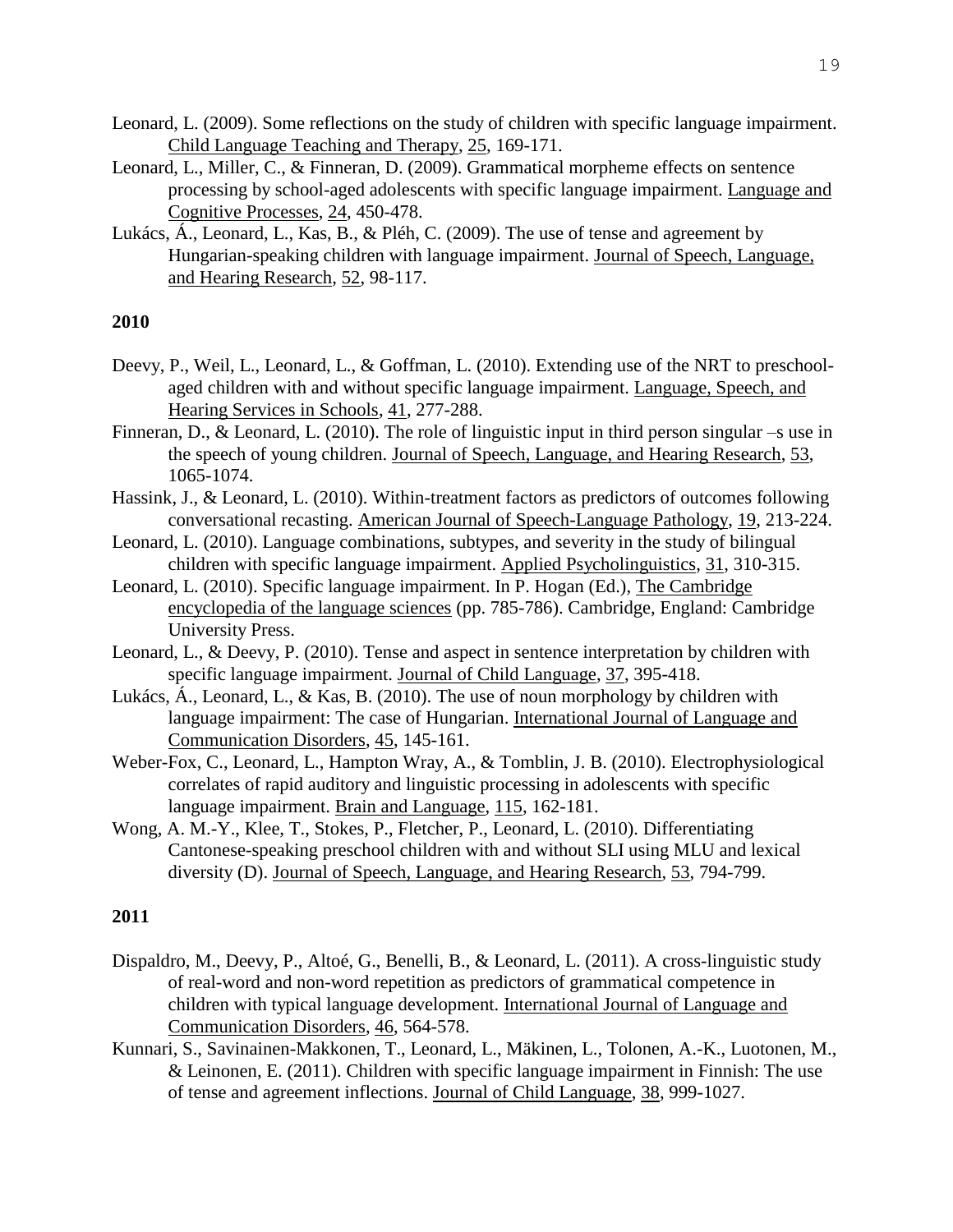Leonard, L. (2009). Some reflections on the study of children with specific language impairment. Child Language Teaching and Therapy, 25, 169-171.

Leonard, L., Miller, C., & Finneran, D. (2009). Grammatical morpheme effects on sentence processing by school-aged adolescents with specific language impairment. Language and Cognitive Processes, 24, 450-478.

Lukács, Á., Leonard, L., Kas, B., & Pléh, C. (2009). The use of tense and agreement by Hungarian-speaking children with language impairment. Journal of Speech, Language, and Hearing Research, 52, 98-117.

**2010**

Deevy, P., Weil, L., Leonard, L., & Goffman, L. (2010). Extending use of the NRT to preschool-aged children with and without specific language impairment. Language, Speech, and Hearing Services in Schools, 41, 277-288.

Finneran, D., & Leonard, L. (2010). The role of linguistic input in third person singular –s use in the speech of young children. Journal of Speech, Language, and Hearing Research, 53, 1065-1074.

Hassink, J., & Leonard, L. (2010). Within-treatment factors as predictors of outcomes following conversational recasting. American Journal of Speech-Language Pathology, 19, 213-224.

Leonard, L. (2010). Language combinations, subtypes, and severity in the study of bilingual children with specific language impairment. Applied Psycholinguistics, 31, 310-315.

Leonard, L. (2010). Specific language impairment. In P. Hogan (Ed.), The Cambridge encyclopedia of the language sciences (pp. 785-786). Cambridge, England: Cambridge University Press.

Leonard, L., & Deevy, P. (2010). Tense and aspect in sentence interpretation by children with specific language impairment. Journal of Child Language, 37, 395-418.

Lukács, Á., Leonard, L., & Kas, B. (2010). The use of noun morphology by children with language impairment: The case of Hungarian. International Journal of Language and Communication Disorders, 45, 145-161.

Weber-Fox, C., Leonard, L., Hampton Wray, A., & Tomblin, J. B. (2010). Electrophysiological correlates of rapid auditory and linguistic processing in adolescents with specific language impairment. Brain and Language, 115, 162-181.

Wong, A. M.-Y., Klee, T., Stokes, P., Fletcher, P., Leonard, L. (2010). Differentiating Cantonese-speaking preschool children with and without SLI using MLU and lexical diversity (D). Journal of Speech, Language, and Hearing Research, 53, 794-799.

**2011**

Dispaldro, M., Deevy, P., Altoé, G., Benelli, B., & Leonard, L. (2011). A cross-linguistic study of real-word and non-word repetition as predictors of grammatical competence in children with typical language development. International Journal of Language and Communication Disorders, 46, 564-578.

Kunnari, S., Savinainen-Makkonen, T., Leonard, L., Mäkinen, L., Tolonen, A.-K., Luotonen, M., & Leinonen, E. (2011). Children with specific language impairment in Finnish: The use of tense and agreement inflections. Journal of Child Language, 38, 999-1027.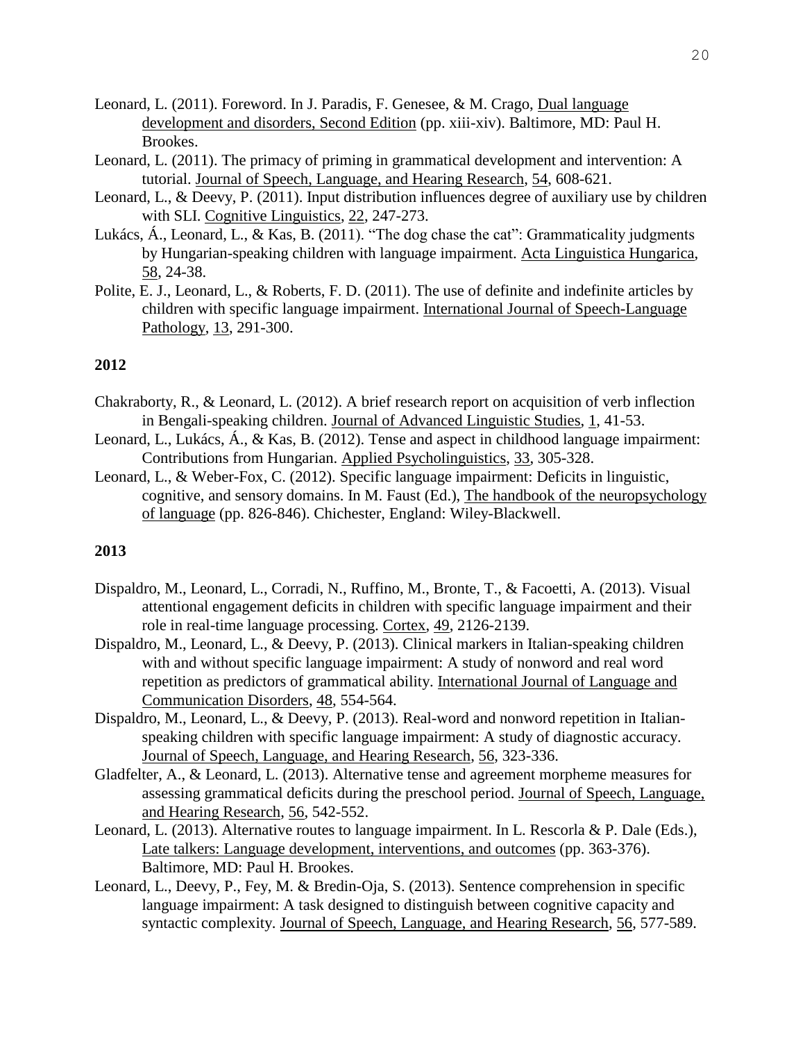Leonard, L. (2011). Foreword. In J. Paradis, F. Genesee, & M. Crago, Dual language development and disorders, Second Edition (pp. xiii-xiv). Baltimore, MD: Paul H. Brookes.

Leonard, L. (2011). The primacy of priming in grammatical development and intervention: A tutorial. Journal of Speech, Language, and Hearing Research, 54, 608-621.

Leonard, L., & Deevy, P. (2011). Input distribution influences degree of auxiliary use by children with SLI. Cognitive Linguistics, 22, 247-273.

Lukács, Á., Leonard, L., & Kas, B. (2011). "The dog chase the cat": Grammaticality judgments by Hungarian-speaking children with language impairment. Acta Linguistica Hungarica, 58, 24-38.

Polite, E. J., Leonard, L., & Roberts, F. D. (2011). The use of definite and indefinite articles by children with specific language impairment. International Journal of Speech-Language Pathology, 13, 291-300.

**2012**

Chakraborty, R., & Leonard, L. (2012). A brief research report on acquisition of verb inflection in Bengali-speaking children. Journal of Advanced Linguistic Studies, 1, 41-53.

Leonard, L., Lukács, Á., & Kas, B. (2012). Tense and aspect in childhood language impairment: Contributions from Hungarian. Applied Psycholinguistics, 33, 305-328.

Leonard, L., & Weber-Fox, C. (2012). Specific language impairment: Deficits in linguistic, cognitive, and sensory domains. In M. Faust (Ed.), The handbook of the neuropsychology of language (pp. 826-846). Chichester, England: Wiley-Blackwell.

**2013**

Dispaldro, M., Leonard, L., Corradi, N., Ruffino, M., Bronte, T., & Facoetti, A. (2013). Visual attentional engagement deficits in children with specific language impairment and their role in real-time language processing. Cortex, 49, 2126-2139.

Dispaldro, M., Leonard, L., & Deevy, P. (2013). Clinical markers in Italian-speaking children with and without specific language impairment: A study of nonword and real word repetition as predictors of grammatical ability. International Journal of Language and Communication Disorders, 48, 554-564.

Dispaldro, M., Leonard, L., & Deevy, P. (2013). Real-word and nonword repetition in Italian-speaking children with specific language impairment: A study of diagnostic accuracy. Journal of Speech, Language, and Hearing Research, 56, 323-336.

Gladfelter, A., & Leonard, L. (2013). Alternative tense and agreement morpheme measures for assessing grammatical deficits during the preschool period. Journal of Speech, Language, and Hearing Research, 56, 542-552.

Leonard, L. (2013). Alternative routes to language impairment. In L. Rescorla & P. Dale (Eds.), Late talkers: Language development, interventions, and outcomes (pp. 363-376). Baltimore, MD: Paul H. Brookes.

Leonard, L., Deevy, P., Fey, M. & Bredin-Oja, S. (2013). Sentence comprehension in specific language impairment: A task designed to distinguish between cognitive capacity and syntactic complexity. Journal of Speech, Language, and Hearing Research, 56, 577-589.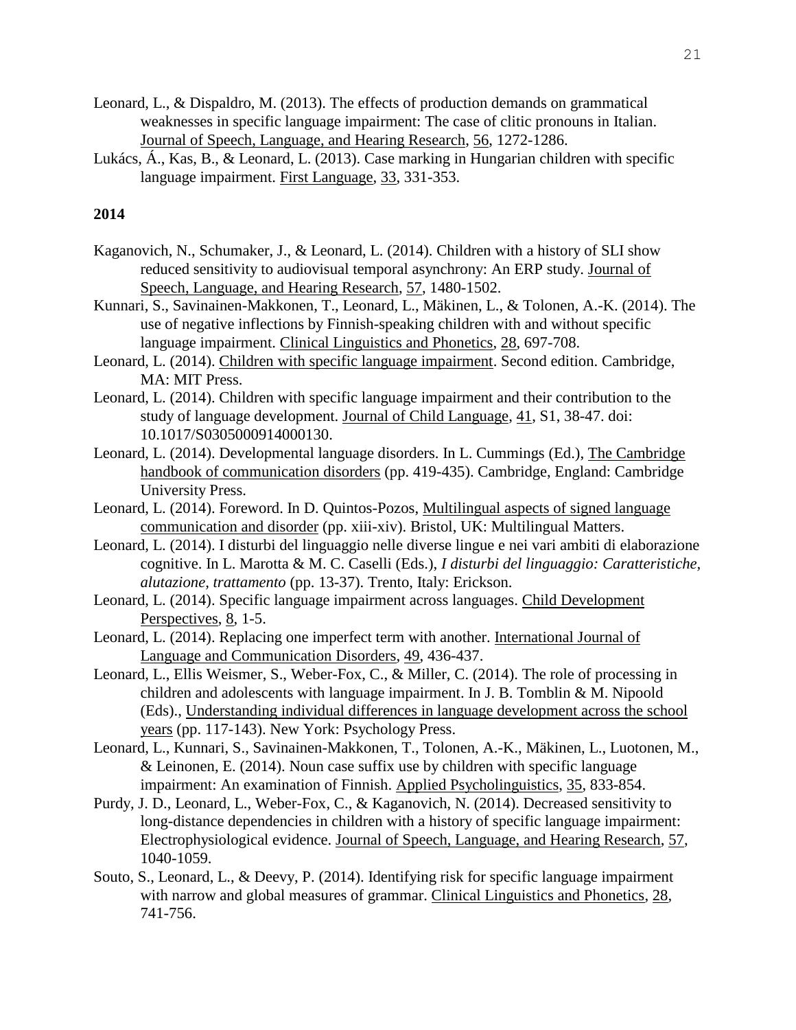Leonard, L., & Dispaldro, M. (2013). The effects of production demands on grammatical weaknesses in specific language impairment: The case of clitic pronouns in Italian. Journal of Speech, Language, and Hearing Research, 56, 1272-1286.

Lukács, Á., Kas, B., & Leonard, L. (2013). Case marking in Hungarian children with specific language impairment. First Language, 33, 331-353.

**2014**

Kaganovich, N., Schumaker, J., & Leonard, L. (2014). Children with a history of SLI show reduced sensitivity to audiovisual temporal asynchrony: An ERP study. Journal of Speech, Language, and Hearing Research, 57, 1480-1502.

Kunnari, S., Savinainen-Makkonen, T., Leonard, L., Mäkinen, L., & Tolonen, A.-K. (2014). The use of negative inflections by Finnish-speaking children with and without specific language impairment. Clinical Linguistics and Phonetics, 28, 697-708.

Leonard, L. (2014). Children with specific language impairment. Second edition. Cambridge, MA: MIT Press.

Leonard, L. (2014). Children with specific language impairment and their contribution to the study of language development. Journal of Child Language, 41, S1, 38-47. doi: 10.1017/S0305000914000130.

Leonard, L. (2014). Developmental language disorders. In L. Cummings (Ed.), The Cambridge handbook of communication disorders (pp. 419-435). Cambridge, England: Cambridge University Press.

Leonard, L. (2014). Foreword. In D. Quintos-Pozos, Multilingual aspects of signed language communication and disorder (pp. xiii-xiv). Bristol, UK: Multilingual Matters.

Leonard, L. (2014). I disturbi del linguaggio nelle diverse lingue e nei vari ambiti di elaborazione cognitive. In L. Marotta & M. C. Caselli (Eds.), *I disturbi del linguaggio: Caratteristiche, alutazione, trattamento* (pp. 13-37). Trento, Italy: Erickson.

Leonard, L. (2014). Specific language impairment across languages. Child Development Perspectives, 8, 1-5.

Leonard, L. (2014). Replacing one imperfect term with another. International Journal of Language and Communication Disorders, 49, 436-437.

Leonard, L., Ellis Weismer, S., Weber-Fox, C., & Miller, C. (2014). The role of processing in children and adolescents with language impairment. In J. B. Tomblin & M. Nipoold (Eds)., Understanding individual differences in language development across the school years (pp. 117-143). New York: Psychology Press.

Leonard, L., Kunnari, S., Savinainen-Makkonen, T., Tolonen, A.-K., Mäkinen, L., Luotonen, M., & Leinonen, E. (2014). Noun case suffix use by children with specific language impairment: An examination of Finnish. Applied Psycholinguistics, 35, 833-854.

Purdy, J. D., Leonard, L., Weber-Fox, C., & Kaganovich, N. (2014). Decreased sensitivity to long-distance dependencies in children with a history of specific language impairment: Electrophysiological evidence. Journal of Speech, Language, and Hearing Research, 57, 1040-1059.

Souto, S., Leonard, L., & Deevy, P. (2014). Identifying risk for specific language impairment with narrow and global measures of grammar. Clinical Linguistics and Phonetics, 28, 741-756.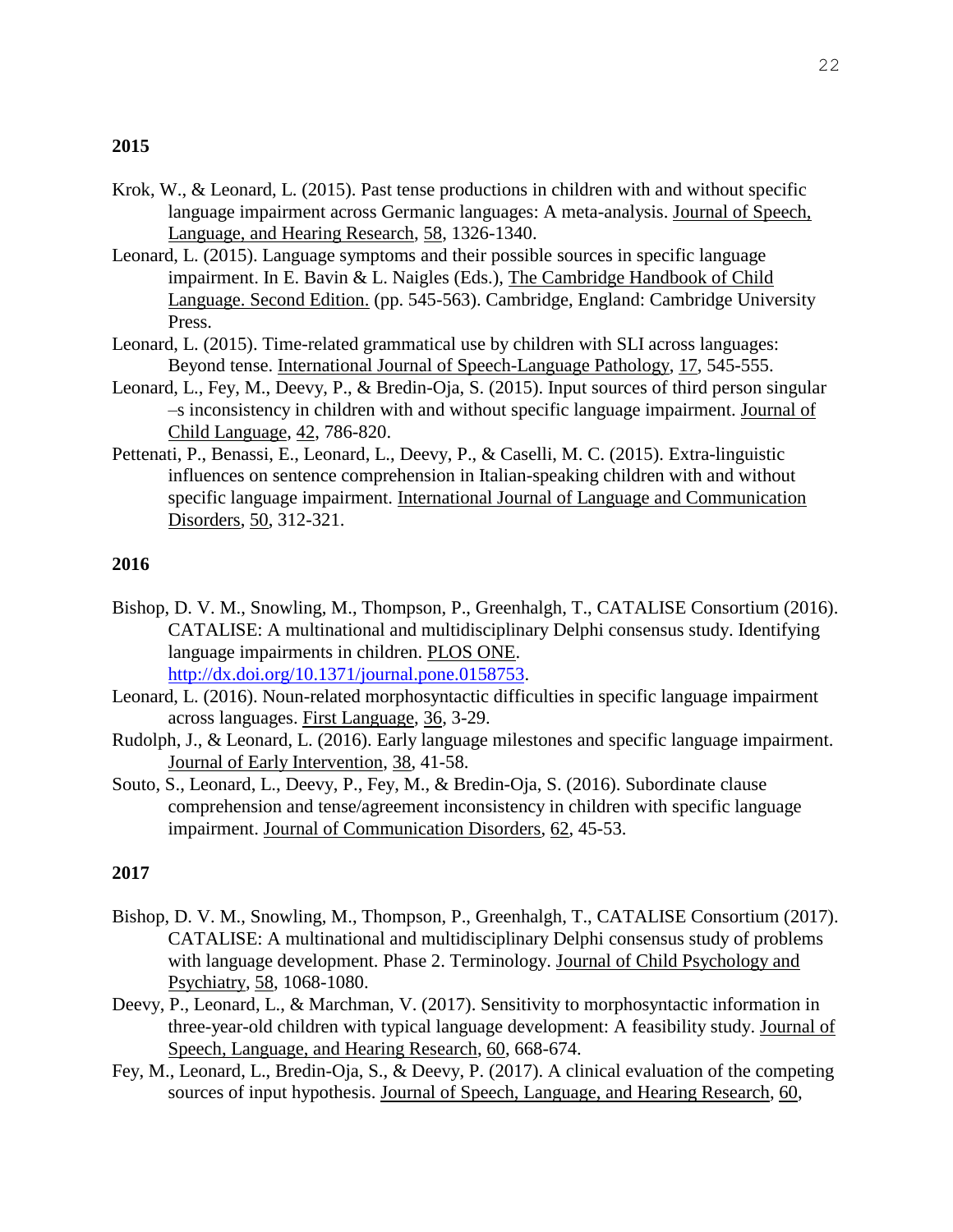**2015**

Krok, W., & Leonard, L. (2015). Past tense productions in children with and without specific language impairment across Germanic languages: A meta-analysis. Journal of Speech, Language, and Hearing Research, 58, 1326-1340.

Leonard, L. (2015). Language symptoms and their possible sources in specific language impairment. In E. Bavin & L. Naigles (Eds.), The Cambridge Handbook of Child Language. Second Edition. (pp. 545-563). Cambridge, England: Cambridge University Press.

Leonard, L. (2015). Time-related grammatical use by children with SLI across languages: Beyond tense. International Journal of Speech-Language Pathology, 17, 545-555.

Leonard, L., Fey, M., Deevy, P., & Bredin-Oja, S. (2015). Input sources of third person singular –s inconsistency in children with and without specific language impairment. Journal of Child Language, 42, 786-820.

Pettenati, P., Benassi, E., Leonard, L., Deevy, P., & Caselli, M. C. (2015). Extra-linguistic influences on sentence comprehension in Italian-speaking children with and without specific language impairment. International Journal of Language and Communication Disorders, 50, 312-321.

**2016**

Bishop, D. V. M., Snowling, M., Thompson, P., Greenhalgh, T., CATALISE Consortium (2016). CATALISE: A multinational and multidisciplinary Delphi consensus study. Identifying language impairments in children. PLOS ONE. http://dx.doi.org/10.1371/journal.pone.0158753.

Leonard, L. (2016). Noun-related morphosyntactic difficulties in specific language impairment across languages. First Language, 36, 3-29.

Rudolph, J., & Leonard, L. (2016). Early language milestones and specific language impairment. Journal of Early Intervention, 38, 41-58.

Souto, S., Leonard, L., Deevy, P., Fey, M., & Bredin-Oja, S. (2016). Subordinate clause comprehension and tense/agreement inconsistency in children with specific language impairment. Journal of Communication Disorders, 62, 45-53.

**2017**

Bishop, D. V. M., Snowling, M., Thompson, P., Greenhalgh, T., CATALISE Consortium (2017). CATALISE: A multinational and multidisciplinary Delphi consensus study of problems with language development. Phase 2. Terminology. Journal of Child Psychology and Psychiatry, 58, 1068-1080.

Deevy, P., Leonard, L., & Marchman, V. (2017). Sensitivity to morphosyntactic information in three-year-old children with typical language development: A feasibility study. Journal of Speech, Language, and Hearing Research, 60, 668-674.

Fey, M., Leonard, L., Bredin-Oja, S., & Deevy, P. (2017). A clinical evaluation of the competing sources of input hypothesis. Journal of Speech, Language, and Hearing Research, 60,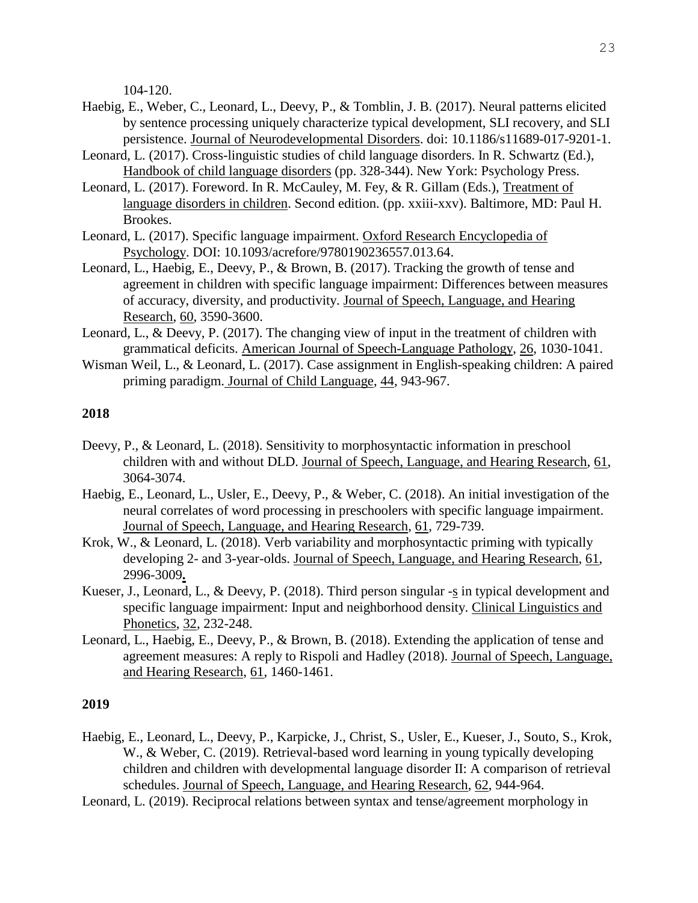104-120.

Haebig, E., Weber, C., Leonard, L., Deevy, P., & Tomblin, J. B. (2017). Neural patterns elicited by sentence processing uniquely characterize typical development, SLI recovery, and SLI persistence. Journal of Neurodevelopmental Disorders. doi: 10.1186/s11689-017-9201-1.

Leonard, L. (2017). Cross-linguistic studies of child language disorders. In R. Schwartz (Ed.), Handbook of child language disorders (pp. 328-344). New York: Psychology Press.

Leonard, L. (2017). Foreword. In R. McCauley, M. Fey, & R. Gillam (Eds.), Treatment of language disorders in children. Second edition. (pp. xxiii-xxv). Baltimore, MD: Paul H. Brookes.

Leonard, L. (2017). Specific language impairment. Oxford Research Encyclopedia of Psychology. DOI: 10.1093/acrefore/9780190236557.013.64.

Leonard, L., Haebig, E., Deevy, P., & Brown, B. (2017). Tracking the growth of tense and agreement in children with specific language impairment: Differences between measures of accuracy, diversity, and productivity. Journal of Speech, Language, and Hearing Research, 60, 3590-3600.

Leonard, L., & Deevy, P. (2017). The changing view of input in the treatment of children with grammatical deficits. American Journal of Speech-Language Pathology, 26, 1030-1041.

Wisman Weil, L., & Leonard, L. (2017). Case assignment in English-speaking children: A paired priming paradigm. Journal of Child Language, 44, 943-967.

**2018**

Deevy, P., & Leonard, L. (2018). Sensitivity to morphosyntactic information in preschool children with and without DLD. Journal of Speech, Language, and Hearing Research, 61, 3064-3074.

Haebig, E., Leonard, L., Usler, E., Deevy, P., & Weber, C. (2018). An initial investigation of the neural correlates of word processing in preschoolers with specific language impairment. Journal of Speech, Language, and Hearing Research, 61, 729-739.

Krok, W., & Leonard, L. (2018). Verb variability and morphosyntactic priming with typically developing 2- and 3-year-olds. Journal of Speech, Language, and Hearing Research, 61, 2996-3009.

Kueser, J., Leonard, L., & Deevy, P. (2018). Third person singular -s in typical development and specific language impairment: Input and neighborhood density. Clinical Linguistics and Phonetics, 32, 232-248.

Leonard, L., Haebig, E., Deevy, P., & Brown, B. (2018). Extending the application of tense and agreement measures: A reply to Rispoli and Hadley (2018). Journal of Speech, Language, and Hearing Research, 61, 1460-1461.

**2019**

Haebig, E., Leonard, L., Deevy, P., Karpicke, J., Christ, S., Usler, E., Kueser, J., Souto, S., Krok, W., & Weber, C. (2019). Retrieval-based word learning in young typically developing children and children with developmental language disorder II: A comparison of retrieval schedules. Journal of Speech, Language, and Hearing Research, 62, 944-964.

Leonard, L. (2019). Reciprocal relations between syntax and tense/agreement morphology in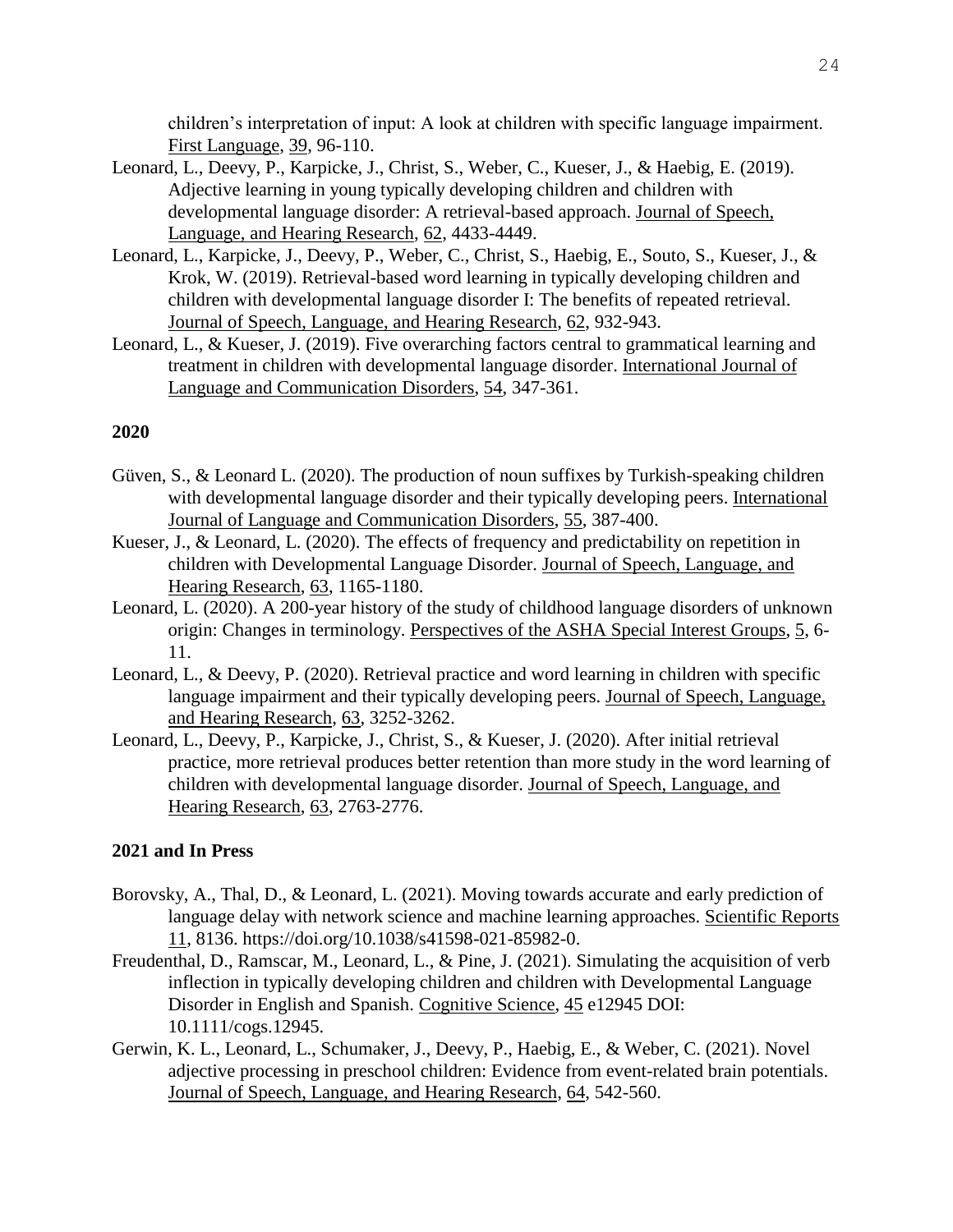children's interpretation of input: A look at children with specific language impairment. First Language, 39, 96-110.

Leonard, L., Deevy, P., Karpicke, J., Christ, S., Weber, C., Kueser, J., & Haebig, E. (2019). Adjective learning in young typically developing children and children with developmental language disorder: A retrieval-based approach. Journal of Speech, Language, and Hearing Research, 62, 4433-4449.

Leonard, L., Karpicke, J., Deevy, P., Weber, C., Christ, S., Haebig, E., Souto, S., Kueser, J., & Krok, W. (2019). Retrieval-based word learning in typically developing children and children with developmental language disorder I: The benefits of repeated retrieval. Journal of Speech, Language, and Hearing Research, 62, 932-943.

Leonard, L., & Kueser, J. (2019). Five overarching factors central to grammatical learning and treatment in children with developmental language disorder. International Journal of Language and Communication Disorders, 54, 347-361.

**2020**

Güven, S., & Leonard L. (2020). The production of noun suffixes by Turkish-speaking children with developmental language disorder and their typically developing peers. International Journal of Language and Communication Disorders, 55, 387-400.

Kueser, J., & Leonard, L. (2020). The effects of frequency and predictability on repetition in children with Developmental Language Disorder. Journal of Speech, Language, and Hearing Research, 63, 1165-1180.

Leonard, L. (2020). A 200-year history of the study of childhood language disorders of unknown origin: Changes in terminology. Perspectives of the ASHA Special Interest Groups, 5, 6-11.

Leonard, L., & Deevy, P. (2020). Retrieval practice and word learning in children with specific language impairment and their typically developing peers. Journal of Speech, Language, and Hearing Research, 63, 3252-3262.

Leonard, L., Deevy, P., Karpicke, J., Christ, S., & Kueser, J. (2020). After initial retrieval practice, more retrieval produces better retention than more study in the word learning of children with developmental language disorder. Journal of Speech, Language, and Hearing Research, 63, 2763-2776.

**2021 and In Press**

Borovsky, A., Thal, D., & Leonard, L. (2021). Moving towards accurate and early prediction of language delay with network science and machine learning approaches. Scientific Reports 11, 8136. https://doi.org/10.1038/s41598-021-85982-0.

Freudenthal, D., Ramscar, M., Leonard, L., & Pine, J. (2021). Simulating the acquisition of verb inflection in typically developing children and children with Developmental Language Disorder in English and Spanish. Cognitive Science, 45 e12945 DOI: 10.1111/cogs.12945.

Gerwin, K. L., Leonard, L., Schumaker, J., Deevy, P., Haebig, E., & Weber, C. (2021). Novel adjective processing in preschool children: Evidence from event-related brain potentials. Journal of Speech, Language, and Hearing Research, 64, 542-560.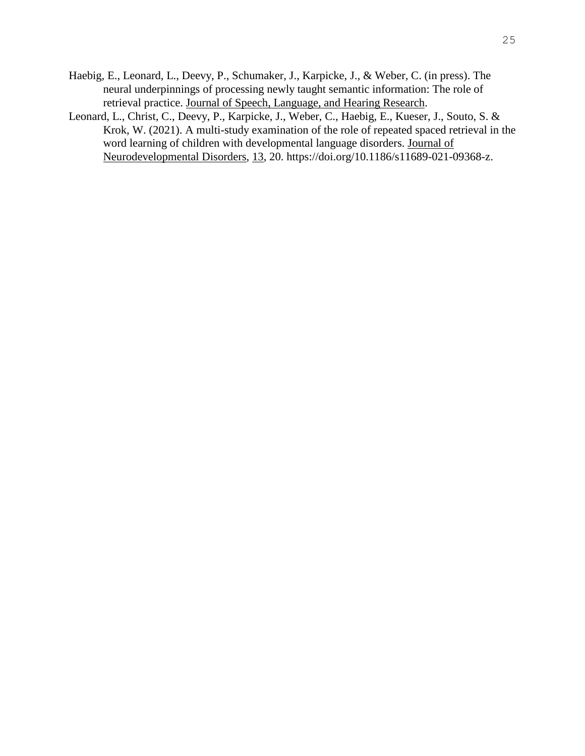Haebig, E., Leonard, L., Deevy, P., Schumaker, J., Karpicke, J., & Weber, C. (in press). The neural underpinnings of processing newly taught semantic information: The role of retrieval practice. Journal of Speech, Language, and Hearing Research.

Leonard, L., Christ, C., Deevy, P., Karpicke, J., Weber, C., Haebig, E., Kueser, J., Souto, S. & Krok, W. (2021). A multi-study examination of the role of repeated spaced retrieval in the word learning of children with developmental language disorders. Journal of Neurodevelopmental Disorders, 13, 20. https://doi.org/10.1186/s11689-021-09368-z.